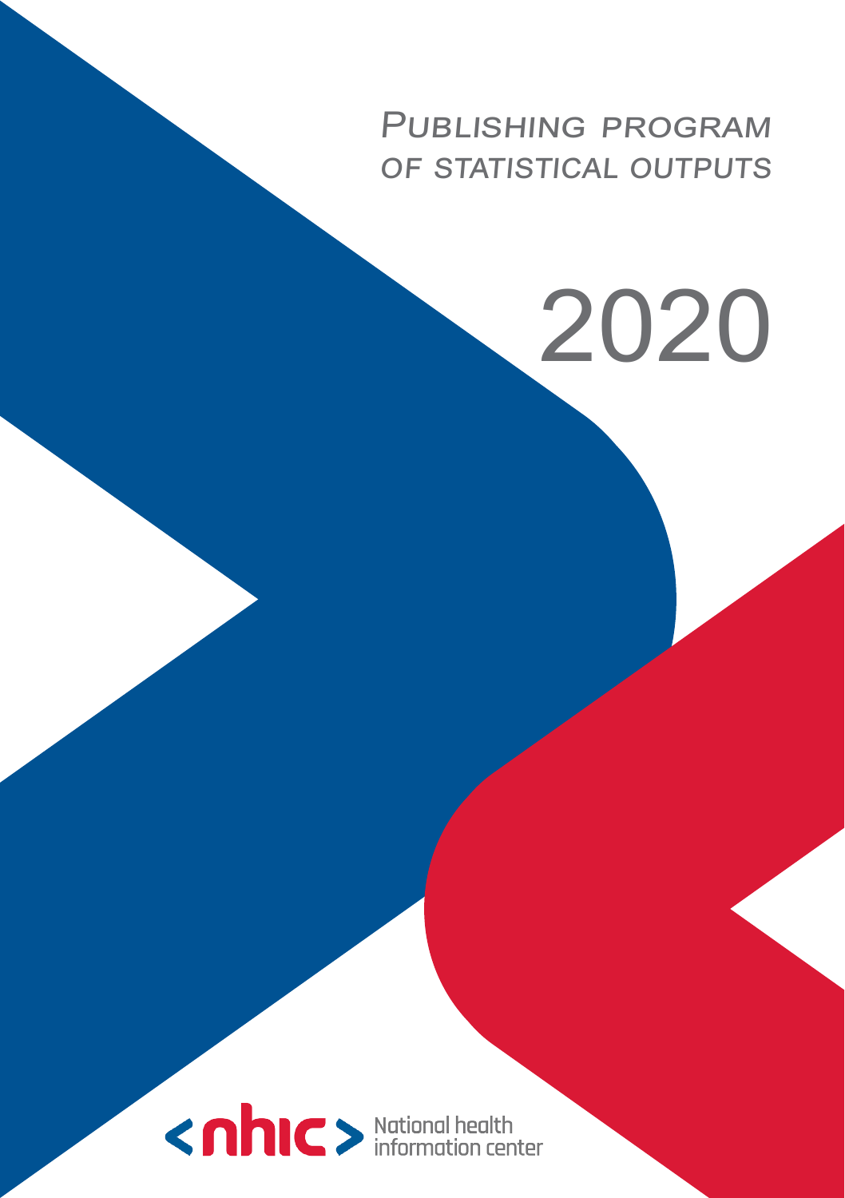# Publishing program of statistical outputs

# 2020

National health information center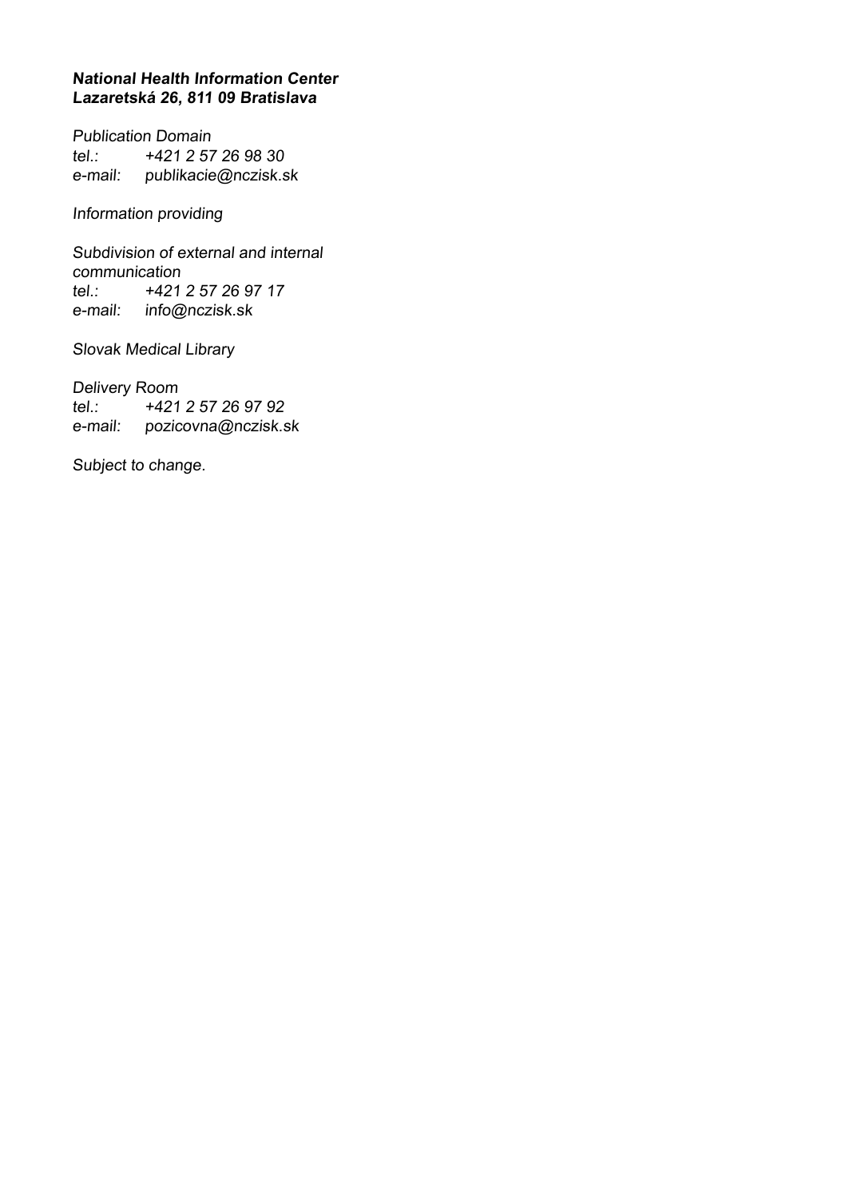***National Health Information Center***
***Lazaretská 26, 811 09 Bratislava***

*Publication Domain*
*tel.: +421 2 57 26 98 30*
*e-mail: publikacie@nczisk.sk*

*Information providing*

*Subdivision of external and internal communication*
*tel.: +421 2 57 26 97 17*
*e-mail: info@nczisk.sk*

*Slovak Medical Library*

*Delivery Room*
*tel.: +421 2 57 26 97 92*
*e-mail: pozicovna@nczisk.sk*

*Subject to change.*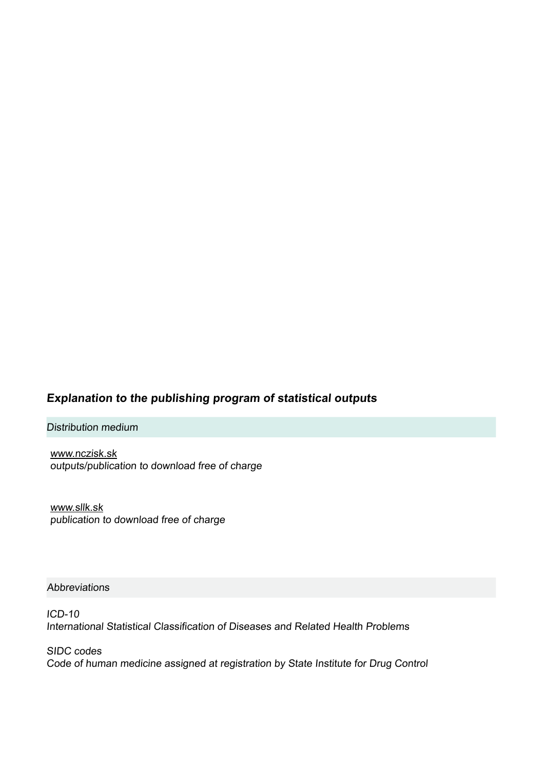## *Explanation to the publishing program of statistical outputs*

*Distribution medium*

*www.nczisk.sk*
*outputs/publication to download free of charge*

*www.sllk.sk*
*publication to download free of charge*

*Abbreviations*

*ICD-10*
*International Statistical Classification of Diseases and Related Health Problems*

*SIDC codes*
*Code of human medicine assigned at registration by State Institute for Drug Control*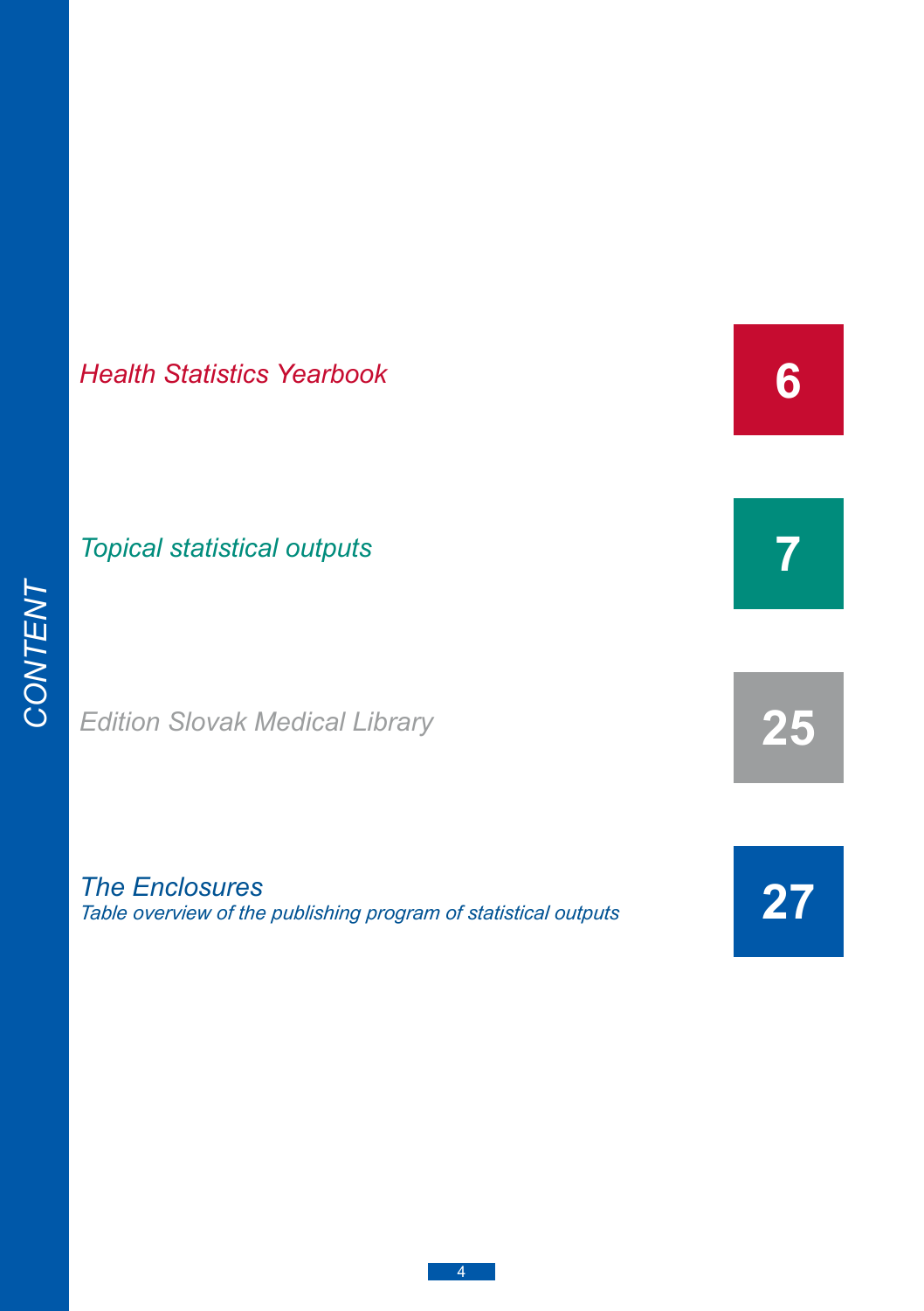# CONTENT

| | |
|---|---|
| *Health Statistics Yearbook* | 6 |
| *Topical statistical outputs* | 7 |
| *Edition Slovak Medical Library* | 25 |
| *The Enclosures*<br>*Table overview of the publishing program of statistical outputs* | 27 |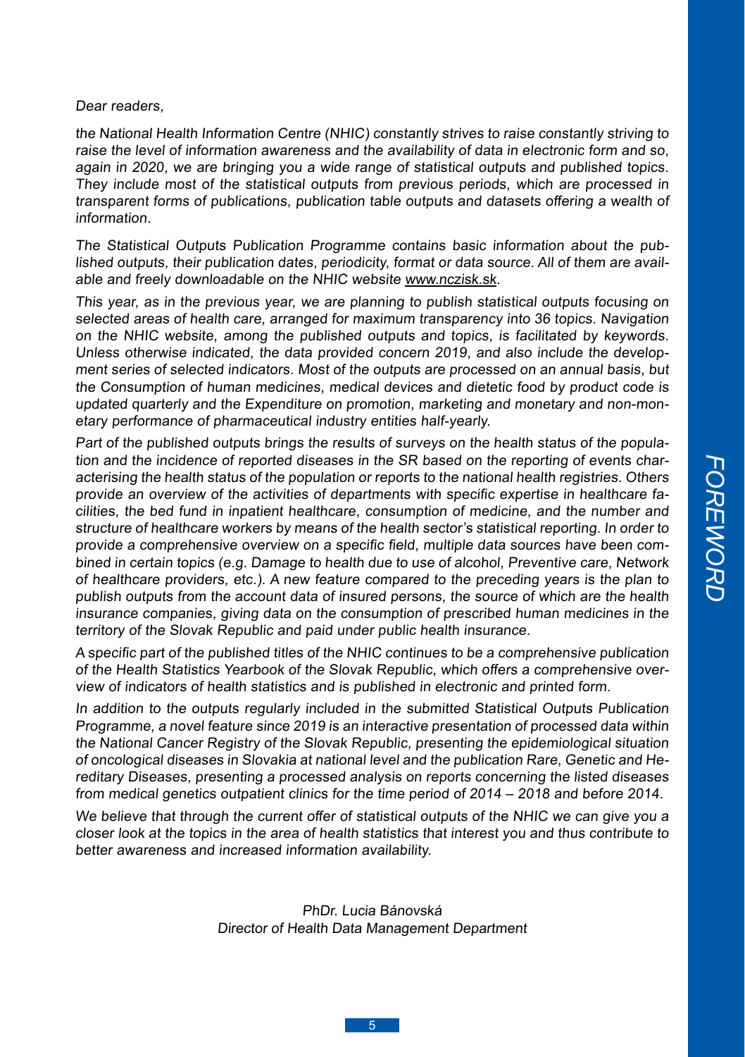# FOREWORD

*Dear readers,*

*the National Health Information Centre (NHIC) constantly strives to raise constantly striving to raise the level of information awareness and the availability of data in electronic form and so, again in 2020, we are bringing you a wide range of statistical outputs and published topics. They include most of the statistical outputs from previous periods, which are processed in transparent forms of publications, publication table outputs and datasets offering a wealth of information.*

*The Statistical Outputs Publication Programme contains basic information about the published outputs, their publication dates, periodicity, format or data source. All of them are available and freely downloadable on the NHIC website www.nczisk.sk.*

*This year, as in the previous year, we are planning to publish statistical outputs focusing on selected areas of health care, arranged for maximum transparency into 36 topics. Navigation on the NHIC website, among the published outputs and topics, is facilitated by keywords. Unless otherwise indicated, the data provided concern 2019, and also include the development series of selected indicators. Most of the outputs are processed on an annual basis, but the Consumption of human medicines, medical devices and dietetic food by product code is updated quarterly and the Expenditure on promotion, marketing and monetary and non-monetary performance of pharmaceutical industry entities half-yearly.*

*Part of the published outputs brings the results of surveys on the health status of the population and the incidence of reported diseases in the SR based on the reporting of events characterising the health status of the population or reports to the national health registries. Others provide an overview of the activities of departments with specific expertise in healthcare facilities, the bed fund in inpatient healthcare, consumption of medicine, and the number and structure of healthcare workers by means of the health sector's statistical reporting. In order to provide a comprehensive overview on a specific field, multiple data sources have been combined in certain topics (e.g. Damage to health due to use of alcohol, Preventive care, Network of healthcare providers, etc.). A new feature compared to the preceding years is the plan to publish outputs from the account data of insured persons, the source of which are the health insurance companies, giving data on the consumption of prescribed human medicines in the territory of the Slovak Republic and paid under public health insurance.*

*A specific part of the published titles of the NHIC continues to be a comprehensive publication of the Health Statistics Yearbook of the Slovak Republic, which offers a comprehensive overview of indicators of health statistics and is published in electronic and printed form.*

*In addition to the outputs regularly included in the submitted Statistical Outputs Publication Programme, a novel feature since 2019 is an interactive presentation of processed data within the National Cancer Registry of the Slovak Republic, presenting the epidemiological situation of oncological diseases in Slovakia at national level and the publication Rare, Genetic and Hereditary Diseases, presenting a processed analysis on reports concerning the listed diseases from medical genetics outpatient clinics for the time period of 2014 – 2018 and before 2014.*

*We believe that through the current offer of statistical outputs of the NHIC we can give you a closer look at the topics in the area of health statistics that interest you and thus contribute to better awareness and increased information availability.*

*PhDr. Lucia Bánovská*
*Director of Health Data Management Department*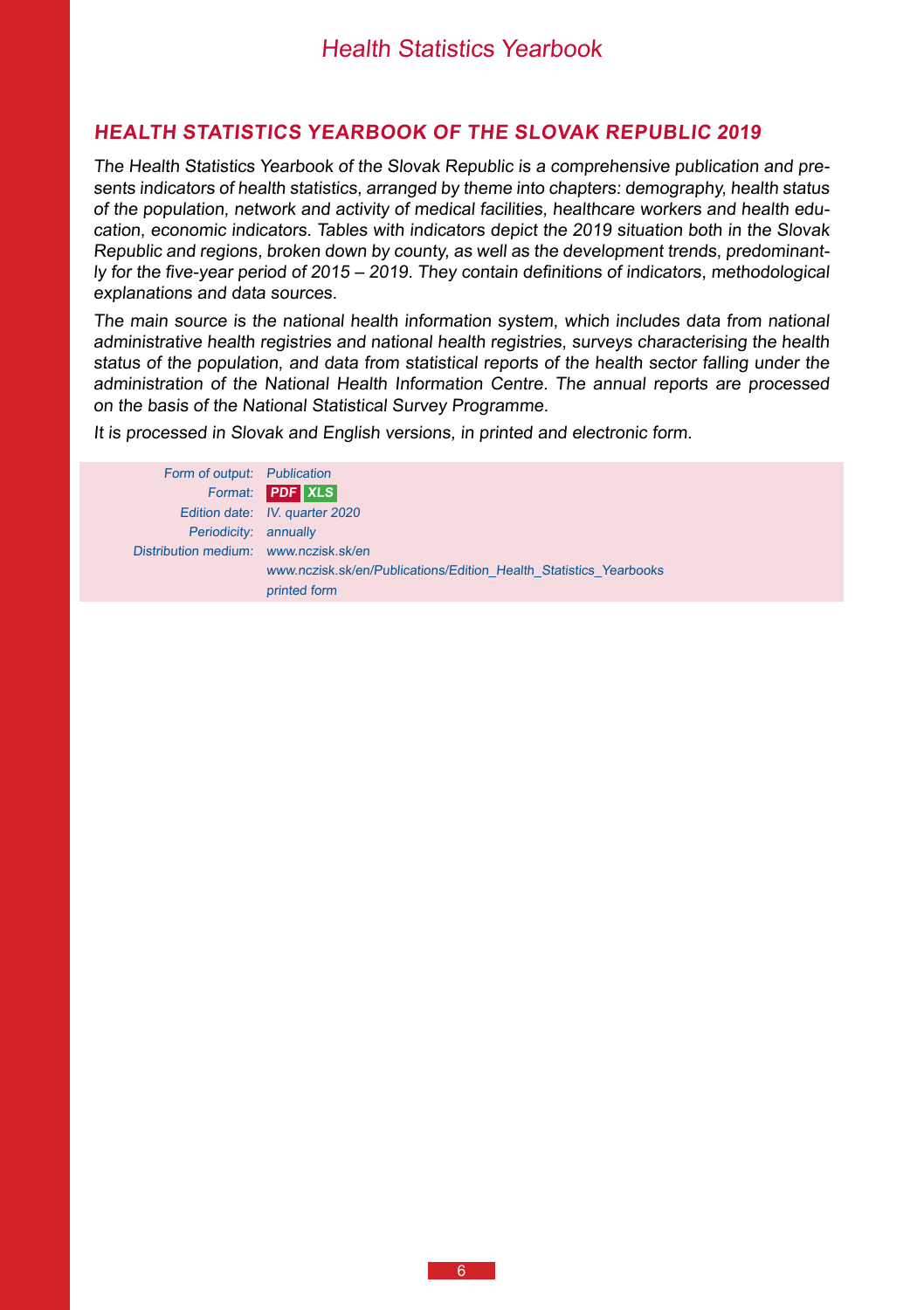## *HEALTH STATISTICS YEARBOOK OF THE SLOVAK REPUBLIC 2019*

*The Health Statistics Yearbook of the Slovak Republic is a comprehensive publication and presents indicators of health statistics, arranged by theme into chapters: demography, health status of the population, network and activity of medical facilities, healthcare workers and health education, economic indicators. Tables with indicators depict the 2019 situation both in the Slovak Republic and regions, broken down by county, as well as the development trends, predominantly for the five-year period of 2015 – 2019. They contain definitions of indicators, methodological explanations and data sources.*

*The main source is the national health information system, which includes data from national administrative health registries and national health registries, surveys characterising the health status of the population, and data from statistical reports of the health sector falling under the administration of the National Health Information Centre. The annual reports are processed on the basis of the National Statistical Survey Programme.*

*It is processed in Slovak and English versions, in printed and electronic form.*

| | |
|---|---|
| Form of output: | Publication |
| Format: | PDF XLS |
| Edition date: | IV. quarter 2020 |
| Periodicity: | annually |
| Distribution medium: | www.nczisk.sk/en |
| | www.nczisk.sk/en/Publications/Edition_Health_Statistics_Yearbooks |
| | printed form |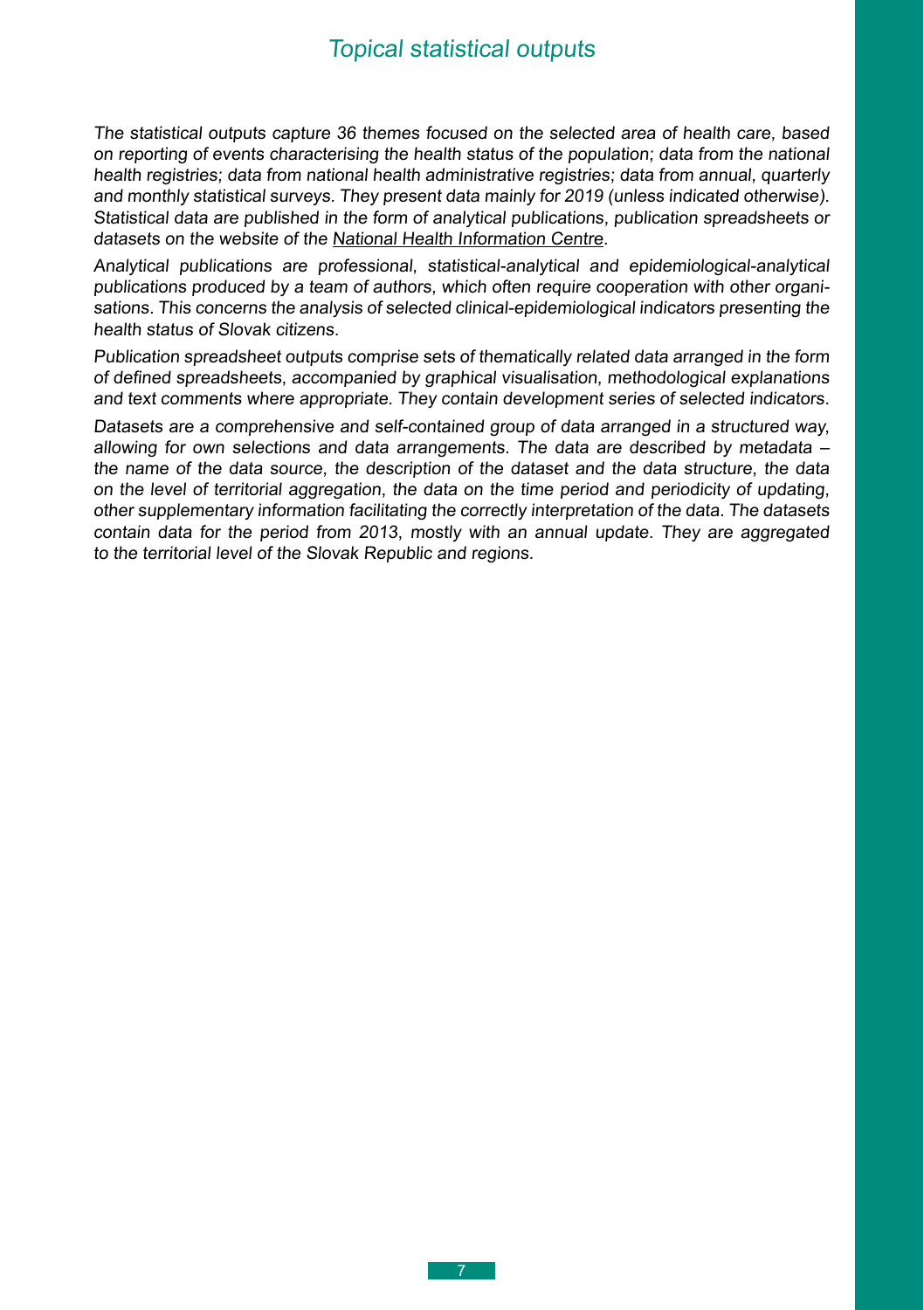# Topical statistical outputs

*The statistical outputs capture 36 themes focused on the selected area of health care, based on reporting of events characterising the health status of the population; data from the national health registries; data from national health administrative registries; data from annual, quarterly and monthly statistical surveys. They present data mainly for 2019 (unless indicated otherwise). Statistical data are published in the form of analytical publications, publication spreadsheets or datasets on the website of the National Health Information Centre.*

*Analytical publications are professional, statistical-analytical and epidemiological-analytical publications produced by a team of authors, which often require cooperation with other organisations. This concerns the analysis of selected clinical-epidemiological indicators presenting the health status of Slovak citizens.*

*Publication spreadsheet outputs comprise sets of thematically related data arranged in the form of defined spreadsheets, accompanied by graphical visualisation, methodological explanations and text comments where appropriate. They contain development series of selected indicators.*

*Datasets are a comprehensive and self-contained group of data arranged in a structured way, allowing for own selections and data arrangements. The data are described by metadata – the name of the data source, the description of the dataset and the data structure, the data on the level of territorial aggregation, the data on the time period and periodicity of updating, other supplementary information facilitating the correctly interpretation of the data. The datasets contain data for the period from 2013, mostly with an annual update. They are aggregated to the territorial level of the Slovak Republic and regions.*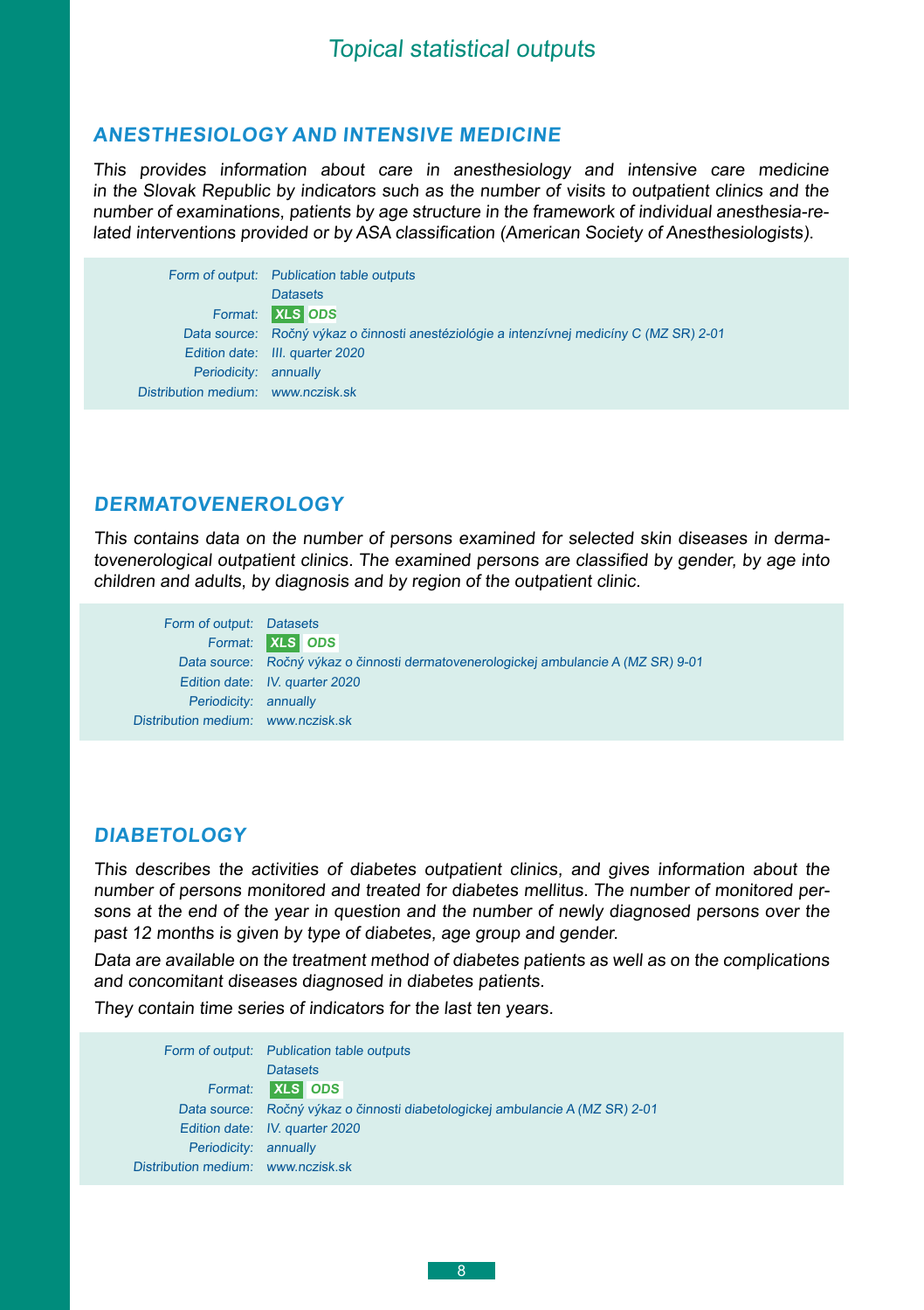# Topical statistical outputs

## ANESTHESIOLOGY AND INTENSIVE MEDICINE

*This provides information about care in anesthesiology and intensive care medicine in the Slovak Republic by indicators such as the number of visits to outpatient clinics and the number of examinations, patients by age structure in the framework of individual anesthesia-related interventions provided or by ASA classification (American Society of Anesthesiologists).*

| | |
|---|---|
| Form of output: | Publication table outputs<br>Datasets |
| Format: | XLS ODS |
| Data source: | Ročný výkaz o činnosti anestéziológie a intenzívnej medicíny C (MZ SR) 2-01 |
| Edition date: | III. quarter 2020 |
| Periodicity: | annually |
| Distribution medium: | www.nczisk.sk |

## DERMATOVENEROLOGY

*This contains data on the number of persons examined for selected skin diseases in dermatovenerological outpatient clinics. The examined persons are classified by gender, by age into children and adults, by diagnosis and by region of the outpatient clinic.*

| | |
|---|---|
| Form of output: | Datasets |
| Format: | XLS ODS |
| Data source: | Ročný výkaz o činnosti dermatovenerologickej ambulancie A (MZ SR) 9-01 |
| Edition date: | IV. quarter 2020 |
| Periodicity: | annually |
| Distribution medium: | www.nczisk.sk |

## DIABETOLOGY

*This describes the activities of diabetes outpatient clinics, and gives information about the number of persons monitored and treated for diabetes mellitus. The number of monitored persons at the end of the year in question and the number of newly diagnosed persons over the past 12 months is given by type of diabetes, age group and gender.*

*Data are available on the treatment method of diabetes patients as well as on the complications and concomitant diseases diagnosed in diabetes patients.*

*They contain time series of indicators for the last ten years.*

| | |
|---|---|
| Form of output: | Publication table outputs<br>Datasets |
| Format: | XLS ODS |
| Data source: | Ročný výkaz o činnosti diabetologickej ambulancie A (MZ SR) 2-01 |
| Edition date: | IV. quarter 2020 |
| Periodicity: | annually |
| Distribution medium: | www.nczisk.sk |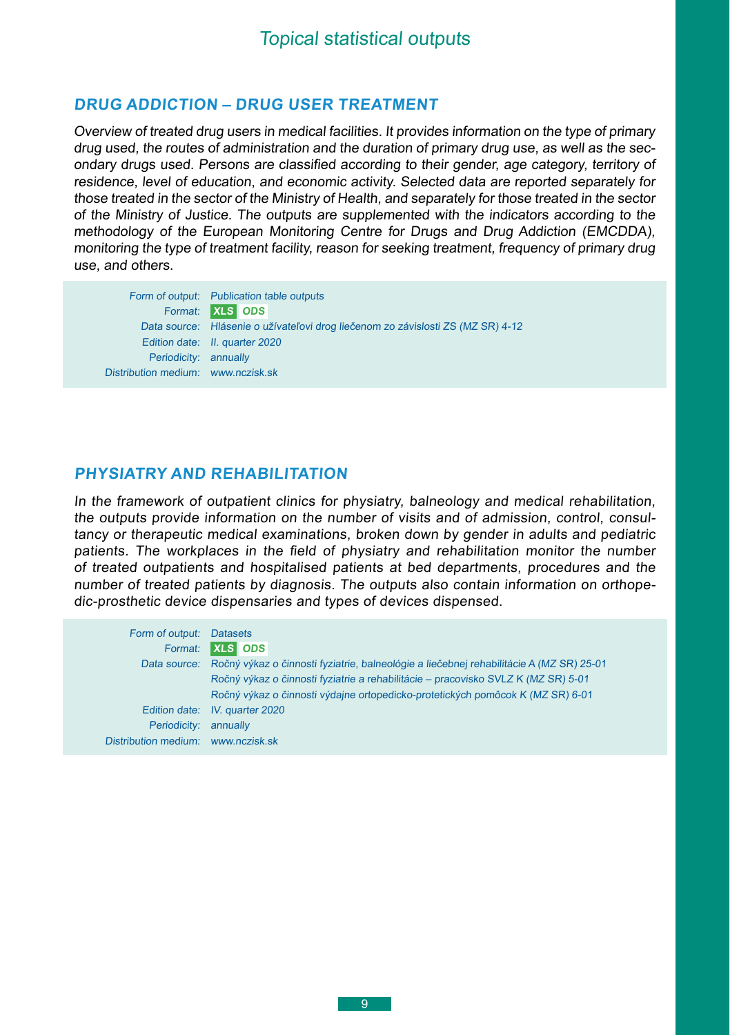## DRUG ADDICTION – DRUG USER TREATMENT

*Overview of treated drug users in medical facilities. It provides information on the type of primary drug used, the routes of administration and the duration of primary drug use, as well as the secondary drugs used. Persons are classified according to their gender, age category, territory of residence, level of education, and economic activity. Selected data are reported separately for those treated in the sector of the Ministry of Health, and separately for those treated in the sector of the Ministry of Justice. The outputs are supplemented with the indicators according to the methodology of the European Monitoring Centre for Drugs and Drug Addiction (EMCDDA), monitoring the type of treatment facility, reason for seeking treatment, frequency of primary drug use, and others.*

| | |
|---|---|
| Form of output: | Publication table outputs |
| Format: | XLS ODS |
| Data source: | Hlásenie o užívateľovi drog liečenom zo závislosti ZS (MZ SR) 4-12 |
| Edition date: | II. quarter 2020 |
| Periodicity: | annually |
| Distribution medium: | www.nczisk.sk |

## PHYSIATRY AND REHABILITATION

*In the framework of outpatient clinics for physiatry, balneology and medical rehabilitation, the outputs provide information on the number of visits and of admission, control, consultancy or therapeutic medical examinations, broken down by gender in adults and pediatric patients. The workplaces in the field of physiatry and rehabilitation monitor the number of treated outpatients and hospitalised patients at bed departments, procedures and the number of treated patients by diagnosis. The outputs also contain information on orthopedic-prosthetic device dispensaries and types of devices dispensed.*

| | |
|---|---|
| Form of output: | Datasets |
| Format: | XLS ODS |
| Data source: | Ročný výkaz o činnosti fyziatrie, balneológie a liečebnej rehabilitácie A (MZ SR) 25-01 |
| | Ročný výkaz o činnosti fyziatrie a rehabilitácie – pracovisko SVLZ K (MZ SR) 5-01 |
| | Ročný výkaz o činnosti výdajne ortopedicko-protetických pomôcok K (MZ SR) 6-01 |
| Edition date: | IV. quarter 2020 |
| Periodicity: | annually |
| Distribution medium: | www.nczisk.sk |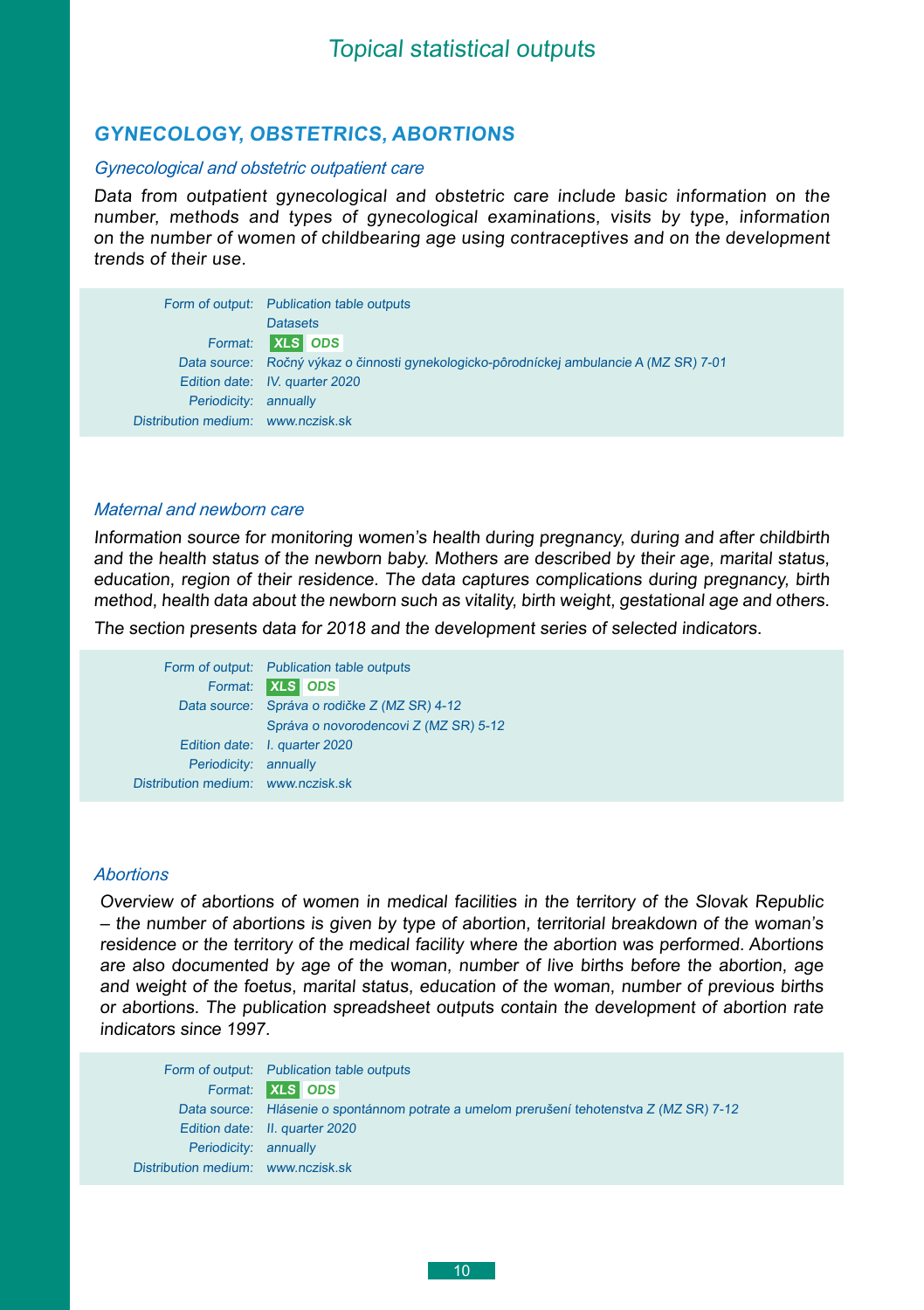# Topical statistical outputs

## GYNECOLOGY, OBSTETRICS, ABORTIONS

### *Gynecological and obstetric outpatient care*

*Data from outpatient gynecological and obstetric care include basic information on the number, methods and types of gynecological examinations, visits by type, information on the number of women of childbearing age using contraceptives and on the development trends of their use.*

| | |
|---|---|
| Form of output: | Publication table outputs<br>Datasets |
| Format: | XLS ODS |
| Data source: | Ročný výkaz o činnosti gynekologicko-pôrodníckej ambulancie A (MZ SR) 7-01 |
| Edition date: | IV. quarter 2020 |
| Periodicity: | annually |
| Distribution medium: | www.nczisk.sk |

### *Maternal and newborn care*

*Information source for monitoring women's health during pregnancy, during and after childbirth and the health status of the newborn baby. Mothers are described by their age, marital status, education, region of their residence. The data captures complications during pregnancy, birth method, health data about the newborn such as vitality, birth weight, gestational age and others.*

*The section presents data for 2018 and the development series of selected indicators.*

| | |
|---|---|
| Form of output: | Publication table outputs |
| Format: | XLS ODS |
| Data source: | Správa o rodičke Z (MZ SR) 4-12<br>Správa o novorodencovi Z (MZ SR) 5-12 |
| Edition date: | I. quarter 2020 |
| Periodicity: | annually |
| Distribution medium: | www.nczisk.sk |

### *Abortions*

*Overview of abortions of women in medical facilities in the territory of the Slovak Republic – the number of abortions is given by type of abortion, territorial breakdown of the woman's residence or the territory of the medical facility where the abortion was performed. Abortions are also documented by age of the woman, number of live births before the abortion, age and weight of the foetus, marital status, education of the woman, number of previous births or abortions. The publication spreadsheet outputs contain the development of abortion rate indicators since 1997.*

| | |
|---|---|
| Form of output: | Publication table outputs |
| Format: | XLS ODS |
| Data source: | Hlásenie o spontánnom potrate a umelom prerušení tehotenstva Z (MZ SR) 7-12 |
| Edition date: | II. quarter 2020 |
| Periodicity: | annually |
| Distribution medium: | www.nczisk.sk |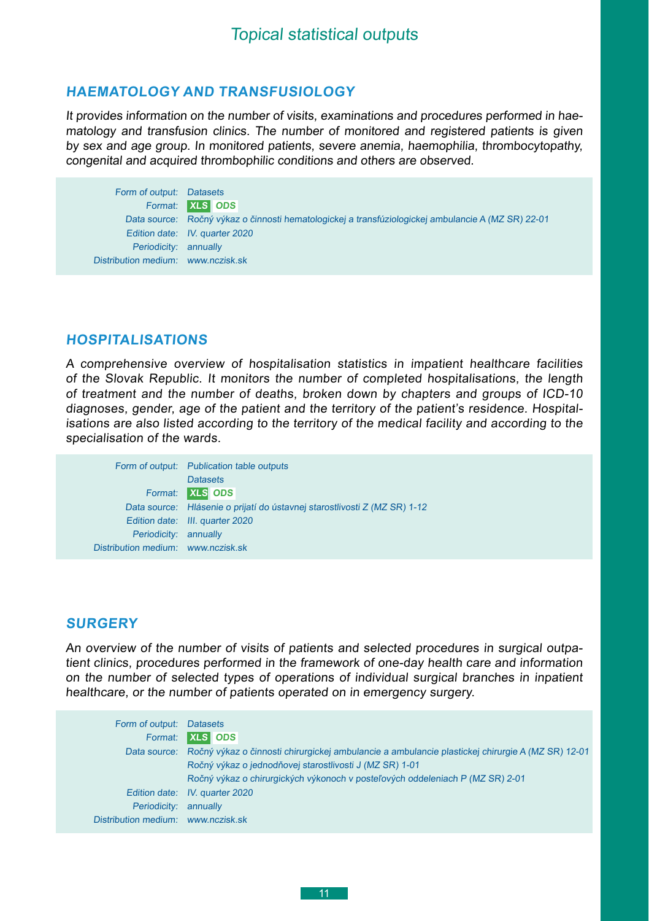# Topical statistical outputs

## HAEMATOLOGY AND TRANSFUSIOLOGY

*It provides information on the number of visits, examinations and procedures performed in haematology and transfusion clinics. The number of monitored and registered patients is given by sex and age group. In monitored patients, severe anemia, haemophilia, thrombocytopathy, congenital and acquired thrombophilic conditions and others are observed.*

| | |
|---|---|
| Form of output: | Datasets |
| Format: | XLS ODS |
| Data source: | Ročný výkaz o činnosti hematologickej a transfúziologickej ambulancie A (MZ SR) 22-01 |
| Edition date: | IV. quarter 2020 |
| Periodicity: | annually |
| Distribution medium: | www.nczisk.sk |

## HOSPITALISATIONS

*A comprehensive overview of hospitalisation statistics in impatient healthcare facilities of the Slovak Republic. It monitors the number of completed hospitalisations, the length of treatment and the number of deaths, broken down by chapters and groups of ICD-10 diagnoses, gender, age of the patient and the territory of the patient's residence. Hospitalisations are also listed according to the territory of the medical facility and according to the specialisation of the wards.*

| | |
|---|---|
| Form of output: | Publication table outputs<br>Datasets |
| Format: | XLS ODS |
| Data source: | Hlásenie o prijatí do ústavnej starostlivosti Z (MZ SR) 1-12 |
| Edition date: | III. quarter 2020 |
| Periodicity: | annually |
| Distribution medium: | www.nczisk.sk |

## SURGERY

*An overview of the number of visits of patients and selected procedures in surgical outpatient clinics, procedures performed in the framework of one-day health care and information on the number of selected types of operations of individual surgical branches in inpatient healthcare, or the number of patients operated on in emergency surgery.*

| | |
|---|---|
| Form of output: | Datasets |
| Format: | XLS ODS |
| Data source: | Ročný výkaz o činnosti chirurgickej ambulancie a ambulancie plastickej chirurgie A (MZ SR) 12-01<br>Ročný výkaz o jednodňovej starostlivosti J (MZ SR) 1-01<br>Ročný výkaz o chirurgických výkonoch v posteľových oddeleniach P (MZ SR) 2-01 |
| Edition date: | IV. quarter 2020 |
| Periodicity: | annually |
| Distribution medium: | www.nczisk.sk |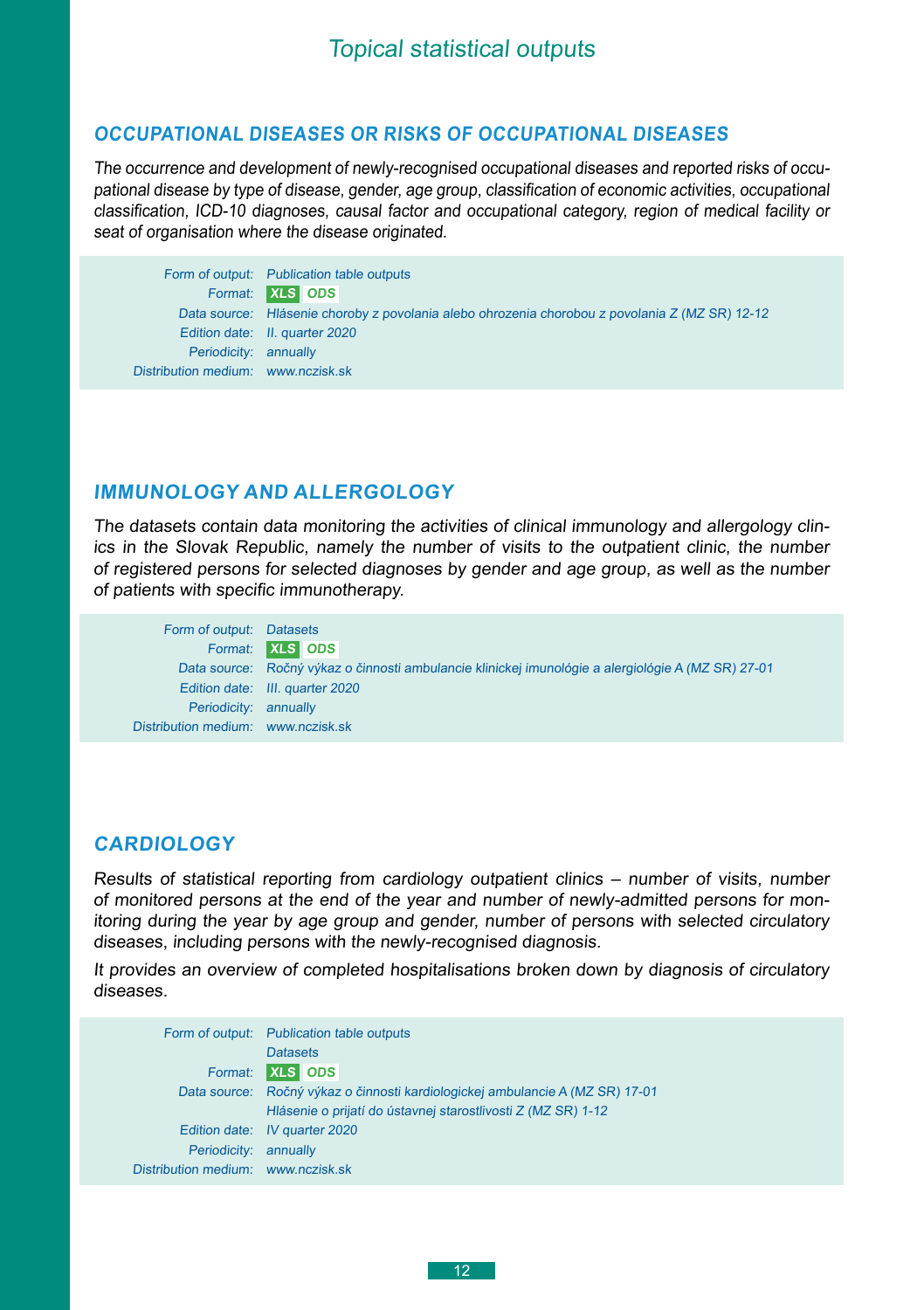# Topical statistical outputs

## OCCUPATIONAL DISEASES OR RISKS OF OCCUPATIONAL DISEASES

*The occurrence and development of newly-recognised occupational diseases and reported risks of occupational disease by type of disease, gender, age group, classification of economic activities, occupational classification, ICD-10 diagnoses, causal factor and occupational category, region of medical facility or seat of organisation where the disease originated.*

| | |
|---|---|
| Form of output: | Publication table outputs |
| Format: | XLS ODS |
| Data source: | Hlásenie choroby z povolania alebo ohrozenia chorobou z povolania Z (MZ SR) 12-12 |
| Edition date: | II. quarter 2020 |
| Periodicity: | annually |
| Distribution medium: | www.nczisk.sk |

## IMMUNOLOGY AND ALLERGOLOGY

*The datasets contain data monitoring the activities of clinical immunology and allergology clinics in the Slovak Republic, namely the number of visits to the outpatient clinic, the number of registered persons for selected diagnoses by gender and age group, as well as the number of patients with specific immunotherapy.*

| | |
|---|---|
| Form of output: | Datasets |
| Format: | XLS ODS |
| Data source: | Ročný výkaz o činnosti ambulancie klinickej imunológie a alergiológie A (MZ SR) 27-01 |
| Edition date: | III. quarter 2020 |
| Periodicity: | annually |
| Distribution medium: | www.nczisk.sk |

## CARDIOLOGY

*Results of statistical reporting from cardiology outpatient clinics – number of visits, number of monitored persons at the end of the year and number of newly-admitted persons for monitoring during the year by age group and gender, number of persons with selected circulatory diseases, including persons with the newly-recognised diagnosis.*

*It provides an overview of completed hospitalisations broken down by diagnosis of circulatory diseases.*

| | |
|---|---|
| Form of output: | Publication table outputs<br>Datasets |
| Format: | XLS ODS |
| Data source: | Ročný výkaz o činnosti kardiologickej ambulancie A (MZ SR) 17-01<br>Hlásenie o prijatí do ústavnej starostlivosti Z (MZ SR) 1-12 |
| Edition date: | IV quarter 2020 |
| Periodicity: | annually |
| Distribution medium: | www.nczisk.sk |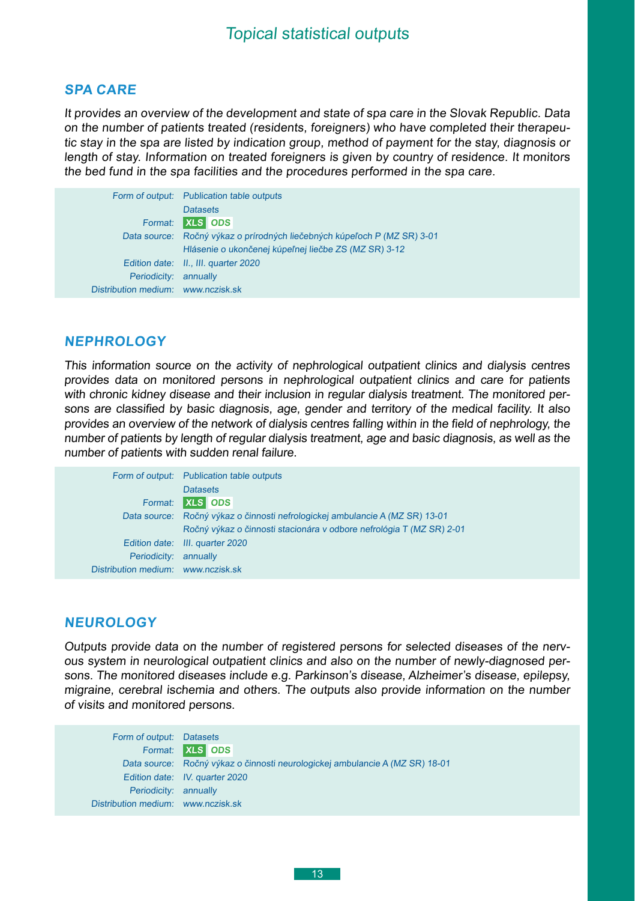## SPA CARE

*It provides an overview of the development and state of spa care in the Slovak Republic. Data on the number of patients treated (residents, foreigners) who have completed their therapeutic stay in the spa are listed by indication group, method of payment for the stay, diagnosis or length of stay. Information on treated foreigners is given by country of residence. It monitors the bed fund in the spa facilities and the procedures performed in the spa care.*

| | |
|---|---|
| Form of output: | Publication table outputs<br>Datasets |
| Format: | XLS ODS |
| Data source: | Ročný výkaz o prírodných liečebných kúpeľoch P (MZ SR) 3-01<br>Hlásenie o ukončenej kúpeľnej liečbe ZS (MZ SR) 3-12 |
| Edition date: | II., III. quarter 2020 |
| Periodicity: | annually |
| Distribution medium: | www.nczisk.sk |

## NEPHROLOGY

*This information source on the activity of nephrological outpatient clinics and dialysis centres provides data on monitored persons in nephrological outpatient clinics and care for patients with chronic kidney disease and their inclusion in regular dialysis treatment. The monitored persons are classified by basic diagnosis, age, gender and territory of the medical facility. It also provides an overview of the network of dialysis centres falling within in the field of nephrology, the number of patients by length of regular dialysis treatment, age and basic diagnosis, as well as the number of patients with sudden renal failure.*

| | |
|---|---|
| Form of output: | Publication table outputs<br>Datasets |
| Format: | XLS ODS |
| Data source: | Ročný výkaz o činnosti nefrologickej ambulancie A (MZ SR) 13-01<br>Ročný výkaz o činnosti stacionára v odbore nefrológia T (MZ SR) 2-01 |
| Edition date: | III. quarter 2020 |
| Periodicity: | annually |
| Distribution medium: | www.nczisk.sk |

## NEUROLOGY

*Outputs provide data on the number of registered persons for selected diseases of the nervous system in neurological outpatient clinics and also on the number of newly-diagnosed persons. The monitored diseases include e.g. Parkinson's disease, Alzheimer's disease, epilepsy, migraine, cerebral ischemia and others. The outputs also provide information on the number of visits and monitored persons.*

| | |
|---|---|
| Form of output: | Datasets |
| Format: | XLS ODS |
| Data source: | Ročný výkaz o činnosti neurologickej ambulancie A (MZ SR) 18-01 |
| Edition date: | IV. quarter 2020 |
| Periodicity: | annually |
| Distribution medium: | www.nczisk.sk |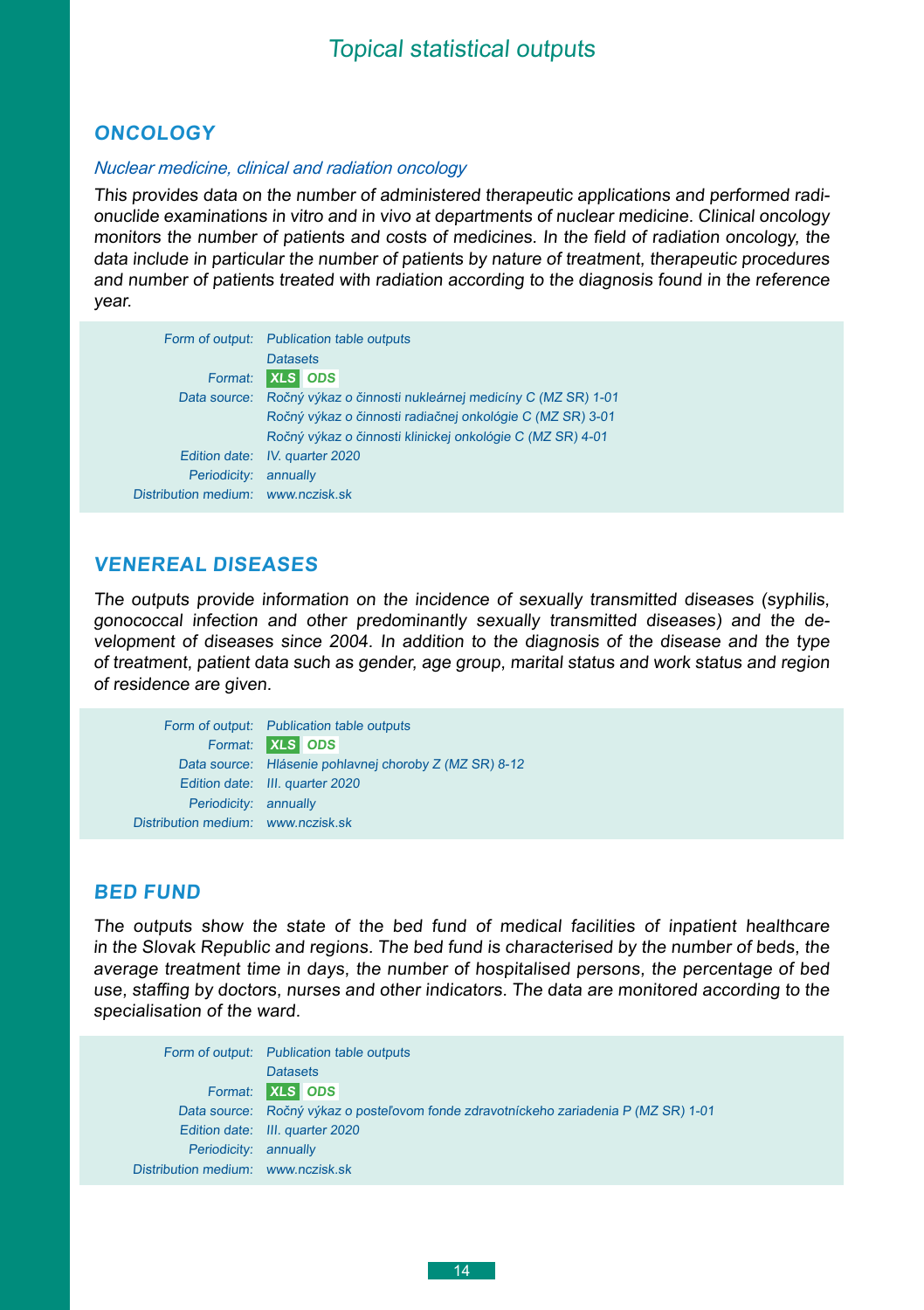# Topical statistical outputs

## ONCOLOGY

*Nuclear medicine, clinical and radiation oncology*

*This provides data on the number of administered therapeutic applications and performed radionuclide examinations in vitro and in vivo at departments of nuclear medicine. Clinical oncology monitors the number of patients and costs of medicines. In the field of radiation oncology, the data include in particular the number of patients by nature of treatment, therapeutic procedures and number of patients treated with radiation according to the diagnosis found in the reference year.*

| | |
|---|---|
| Form of output: | Publication table outputs<br>Datasets |
| Format: | XLS ODS |
| Data source: | Ročný výkaz o činnosti nukleárnej medicíny C (MZ SR) 1-01<br>Ročný výkaz o činnosti radiačnej onkológie C (MZ SR) 3-01<br>Ročný výkaz o činnosti klinickej onkológie C (MZ SR) 4-01 |
| Edition date: | IV. quarter 2020 |
| Periodicity: | annually |
| Distribution medium: | www.nczisk.sk |

## VENEREAL DISEASES

*The outputs provide information on the incidence of sexually transmitted diseases (syphilis, gonococcal infection and other predominantly sexually transmitted diseases) and the development of diseases since 2004. In addition to the diagnosis of the disease and the type of treatment, patient data such as gender, age group, marital status and work status and region of residence are given.*

| | |
|---|---|
| Form of output: | Publication table outputs |
| Format: | XLS ODS |
| Data source: | Hlásenie pohlavnej choroby Z (MZ SR) 8-12 |
| Edition date: | III. quarter 2020 |
| Periodicity: | annually |
| Distribution medium: | www.nczisk.sk |

## BED FUND

*The outputs show the state of the bed fund of medical facilities of inpatient healthcare in the Slovak Republic and regions. The bed fund is characterised by the number of beds, the average treatment time in days, the number of hospitalised persons, the percentage of bed use, staffing by doctors, nurses and other indicators. The data are monitored according to the specialisation of the ward.*

| | |
|---|---|
| Form of output: | Publication table outputs<br>Datasets |
| Format: | XLS ODS |
| Data source: | Ročný výkaz o posteľovom fonde zdravotníckeho zariadenia P (MZ SR) 1-01 |
| Edition date: | III. quarter 2020 |
| Periodicity: | annually |
| Distribution medium: | www.nczisk.sk |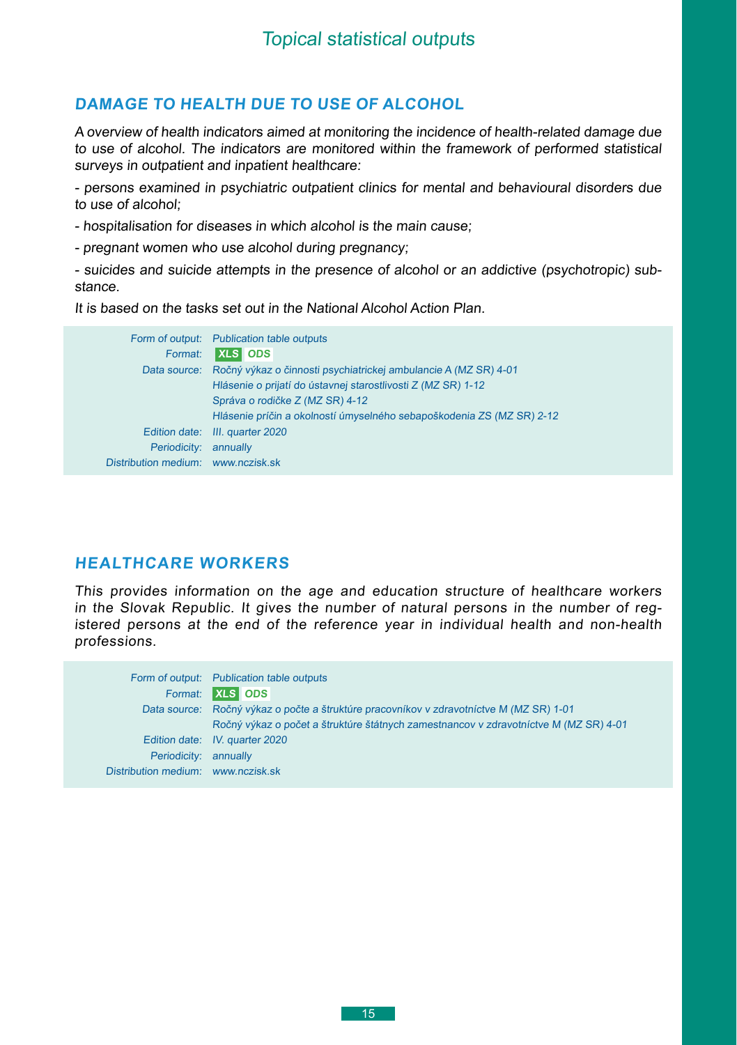## DAMAGE TO HEALTH DUE TO USE OF ALCOHOL

*A overview of health indicators aimed at monitoring the incidence of health-related damage due to use of alcohol. The indicators are monitored within the framework of performed statistical surveys in outpatient and inpatient healthcare:*

*- persons examined in psychiatric outpatient clinics for mental and behavioural disorders due to use of alcohol;*

*- hospitalisation for diseases in which alcohol is the main cause;*

*- pregnant women who use alcohol during pregnancy;*

*- suicides and suicide attempts in the presence of alcohol or an addictive (psychotropic) substance.*

*It is based on the tasks set out in the National Alcohol Action Plan.*

| | |
|---|---|
| Form of output: | Publication table outputs |
| Format: | XLS ODS |
| Data source: | Ročný výkaz o činnosti psychiatrickej ambulancie A (MZ SR) 4-01<br>Hlásenie o prijatí do ústavnej starostlivosti Z (MZ SR) 1-12<br>Správa o rodičke Z (MZ SR) 4-12<br>Hlásenie príčin a okolností úmyselného sebapoškodenia ZS (MZ SR) 2-12 |
| Edition date: | III. quarter 2020 |
| Periodicity: | annually |
| Distribution medium: | www.nczisk.sk |

## HEALTHCARE WORKERS

*This provides information on the age and education structure of healthcare workers in the Slovak Republic. It gives the number of natural persons in the number of registered persons at the end of the reference year in individual health and non-health professions.*

| | |
|---|---|
| Form of output: | Publication table outputs |
| Format: | XLS ODS |
| Data source: | Ročný výkaz o počte a štruktúre pracovníkov v zdravotníctve M (MZ SR) 1-01<br>Ročný výkaz o počet a štruktúre štátnych zamestnancov v zdravotníctve M (MZ SR) 4-01 |
| Edition date: | IV. quarter 2020 |
| Periodicity: | annually |
| Distribution medium: | www.nczisk.sk |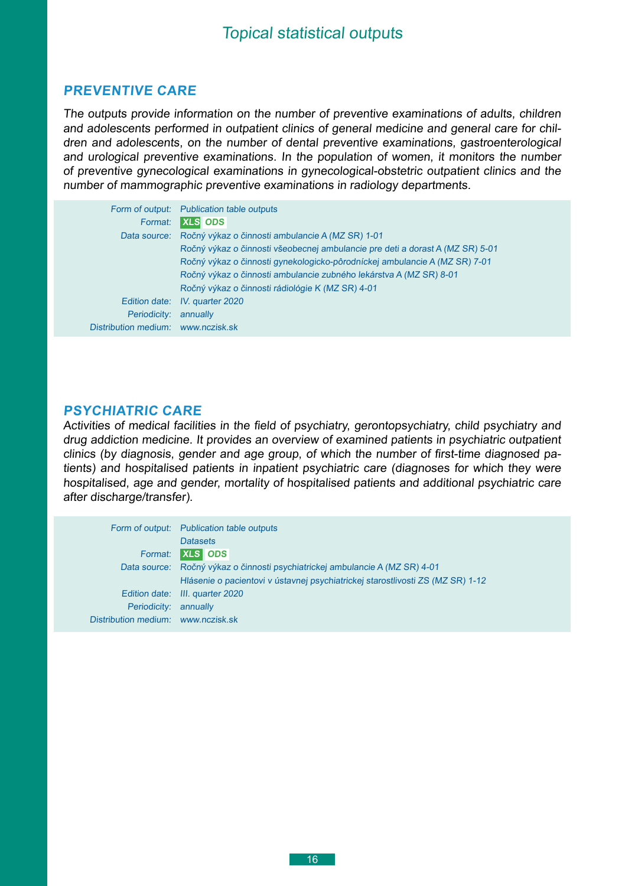## PREVENTIVE CARE

*The outputs provide information on the number of preventive examinations of adults, children and adolescents performed in outpatient clinics of general medicine and general care for children and adolescents, on the number of dental preventive examinations, gastroenterological and urological preventive examinations. In the population of women, it monitors the number of preventive gynecological examinations in gynecological-obstetric outpatient clinics and the number of mammographic preventive examinations in radiology departments.*

| | |
|---|---|
| Form of output: | Publication table outputs |
| Format: | XLS ODS |
| Data source: | Ročný výkaz o činnosti ambulancie A (MZ SR) 1-01 |
| | Ročný výkaz o činnosti všeobecnej ambulancie pre deti a dorast A (MZ SR) 5-01 |
| | Ročný výkaz o činnosti gynekologicko-pôrodníckej ambulancie A (MZ SR) 7-01 |
| | Ročný výkaz o činnosti ambulancie zubného lekárstva A (MZ SR) 8-01 |
| | Ročný výkaz o činnosti rádiológie K (MZ SR) 4-01 |
| Edition date: | IV. quarter 2020 |
| Periodicity: | annually |
| Distribution medium: | www.nczisk.sk |

## PSYCHIATRIC CARE

*Activities of medical facilities in the field of psychiatry, gerontopsychiatry, child psychiatry and drug addiction medicine. It provides an overview of examined patients in psychiatric outpatient clinics (by diagnosis, gender and age group, of which the number of first-time diagnosed patients) and hospitalised patients in inpatient psychiatric care (diagnoses for which they were hospitalised, age and gender, mortality of hospitalised patients and additional psychiatric care after discharge/transfer).*

| | |
|---|---|
| Form of output: | Publication table outputs |
| | Datasets |
| Format: | XLS ODS |
| Data source: | Ročný výkaz o činnosti psychiatrickej ambulancie A (MZ SR) 4-01 |
| | Hlásenie o pacientovi v ústavnej psychiatrickej starostlivosti ZS (MZ SR) 1-12 |
| Edition date: | III. quarter 2020 |
| Periodicity: | annually |
| Distribution medium: | www.nczisk.sk |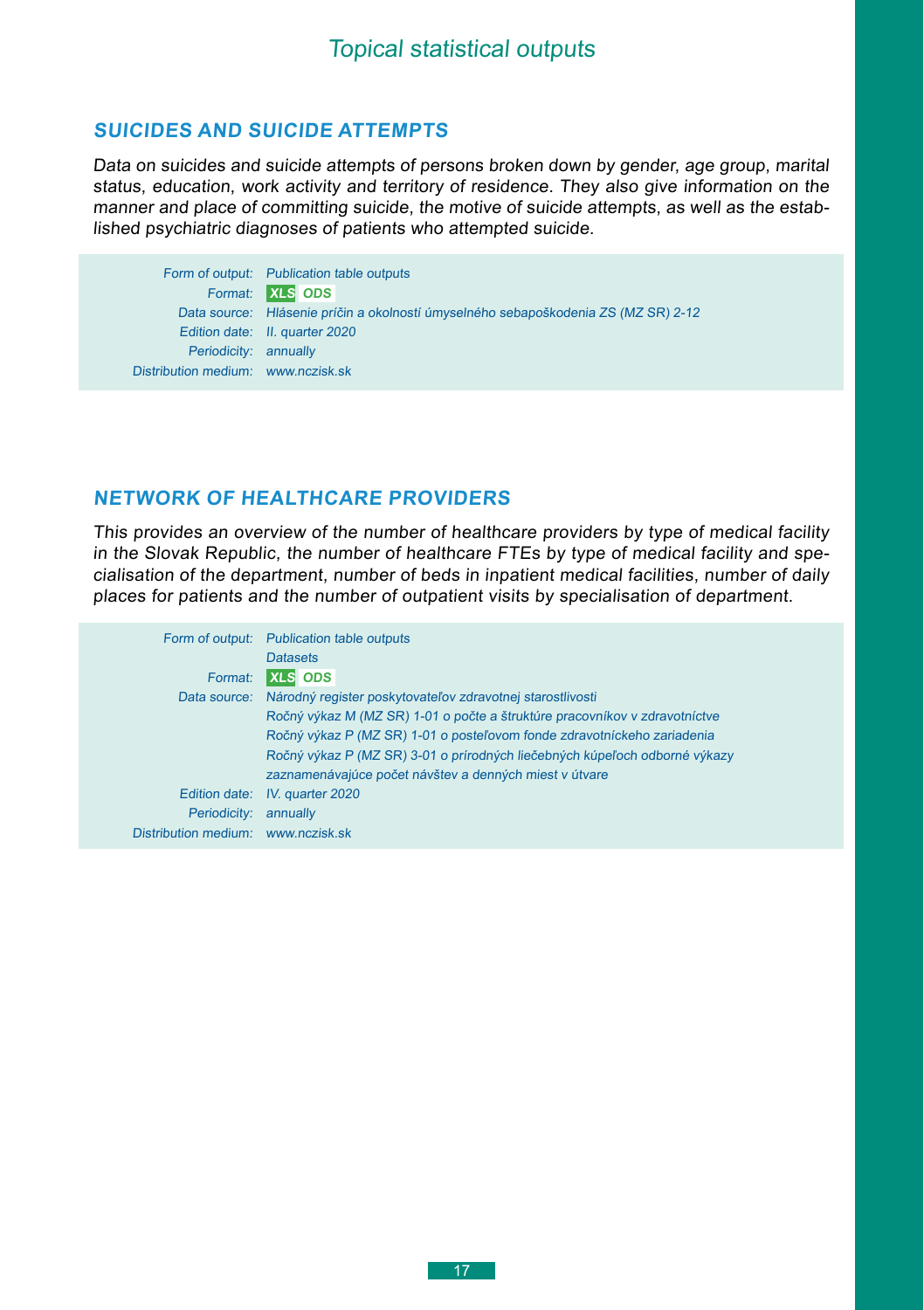# Topical statistical outputs

## SUICIDES AND SUICIDE ATTEMPTS

*Data on suicides and suicide attempts of persons broken down by gender, age group, marital status, education, work activity and territory of residence. They also give information on the manner and place of committing suicide, the motive of suicide attempts, as well as the established psychiatric diagnoses of patients who attempted suicide.*

| | |
|---|---|
| Form of output: | Publication table outputs |
| Format: | XLS ODS |
| Data source: | Hlásenie príčin a okolností úmyselného sebapoškodenia ZS (MZ SR) 2-12 |
| Edition date: | II. quarter 2020 |
| Periodicity: | annually |
| Distribution medium: | www.nczisk.sk |

## NETWORK OF HEALTHCARE PROVIDERS

*This provides an overview of the number of healthcare providers by type of medical facility in the Slovak Republic, the number of healthcare FTEs by type of medical facility and specialisation of the department, number of beds in inpatient medical facilities, number of daily places for patients and the number of outpatient visits by specialisation of department.*

| | |
|---|---|
| Form of output: | Publication table outputs<br>Datasets |
| Format: | XLS ODS |
| Data source: | Národný register poskytovateľov zdravotnej starostlivosti<br>Ročný výkaz M (MZ SR) 1-01 o počte a štruktúre pracovníkov v zdravotníctve<br>Ročný výkaz P (MZ SR) 1-01 o posteľovom fonde zdravotníckeho zariadenia<br>Ročný výkaz P (MZ SR) 3-01 o prírodných liečebných kúpeľoch odborné výkazy zaznamenávajúce počet návštev a denných miest v útvare |
| Edition date: | IV. quarter 2020 |
| Periodicity: | annually |
| Distribution medium: | www.nczisk.sk |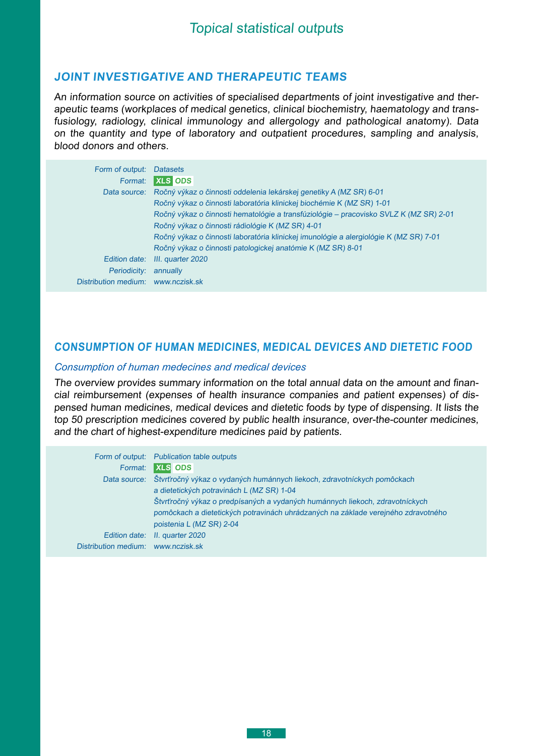## JOINT INVESTIGATIVE AND THERAPEUTIC TEAMS

*An information source on activities of specialised departments of joint investigative and therapeutic teams (workplaces of medical genetics, clinical biochemistry, haematology and transfusiology, radiology, clinical immunology and allergology and pathological anatomy). Data on the quantity and type of laboratory and outpatient procedures, sampling and analysis, blood donors and others.*

| | |
|---|---|
| *Form of output:* | *Datasets* |
| *Format:* | **XLS** **ODS** |
| *Data source:* | *Ročný výkaz o činnosti oddelenia lekárskej genetiky A (MZ SR) 6-01*<br>*Ročný výkaz o činnosti laboratória klinickej biochémie K (MZ SR) 1-01*<br>*Ročný výkaz o činnosti hematológie a transfúziológie – pracovisko SVLZ K (MZ SR) 2-01*<br>*Ročný výkaz o činnosti rádiológie K (MZ SR) 4-01*<br>*Ročný výkaz o činnosti laboratória klinickej imunológie a alergiológie K (MZ SR) 7-01*<br>*Ročný výkaz o činnosti patologickej anatómie K (MZ SR) 8-01* |
| *Edition date:* | *III. quarter 2020* |
| *Periodicity:* | *annually* |
| *Distribution medium:* | *www.nczisk.sk* |

## CONSUMPTION OF HUMAN MEDICINES, MEDICAL DEVICES AND DIETETIC FOOD

### *Consumption of human medecines and medical devices*

*The overview provides summary information on the total annual data on the amount and financial reimbursement (expenses of health insurance companies and patient expenses) of dispensed human medicines, medical devices and dietetic foods by type of dispensing. It lists the top 50 prescription medicines covered by public health insurance, over-the-counter medicines, and the chart of highest-expenditure medicines paid by patients.*

| | |
|---|---|
| *Form of output:* | *Publication table outputs* |
| *Format:* | **XLS** **ODS** |
| *Data source:* | *Štvrťročný výkaz o vydaných humánnych liekoch, zdravotníckych pomôckach a dietetických potravinách L (MZ SR) 1-04*<br>*Štvrťročný výkaz o predpísaných a vydaných humánnych liekoch, zdravotníckych pomôckach a dietetických potravinách uhrádzaných na základe verejného zdravotného poistenia L (MZ SR) 2-04* |
| *Edition date:* | *II. quarter 2020* |
| *Distribution medium:* | *www.nczisk.sk* |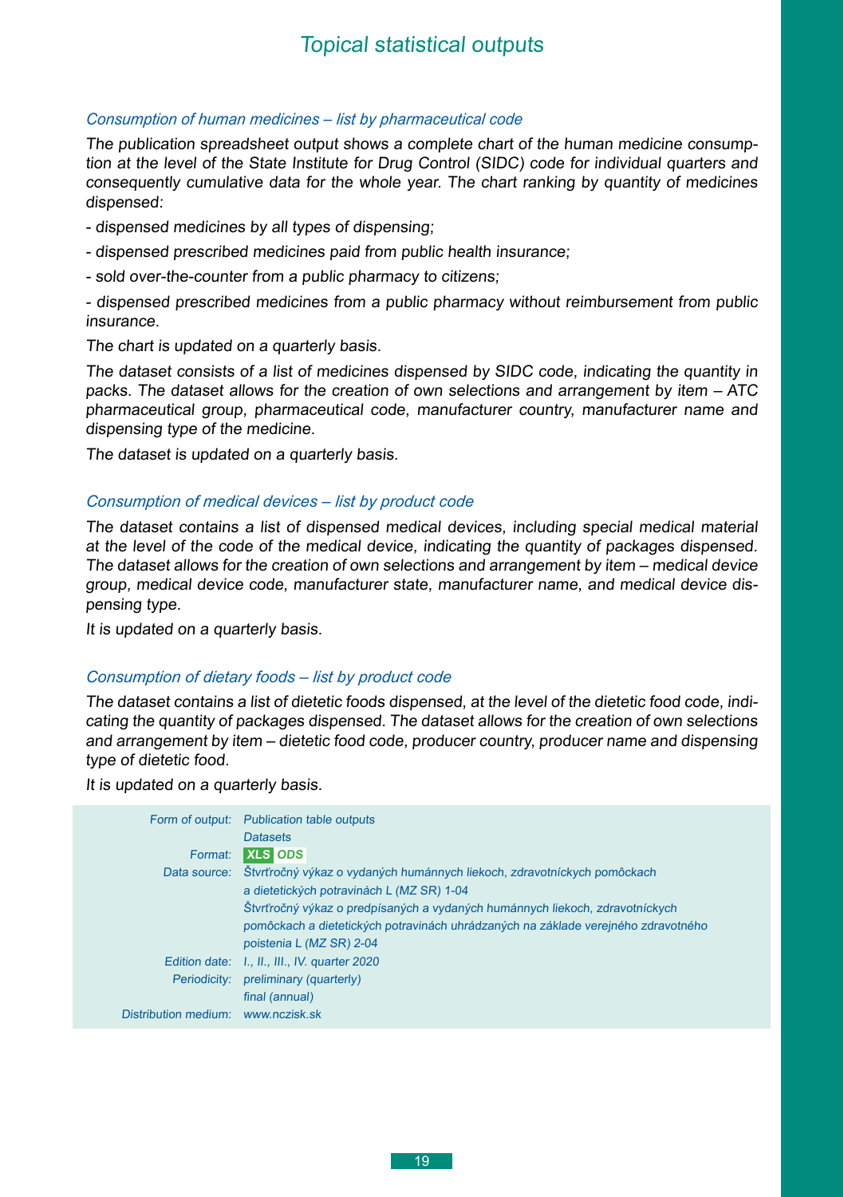# Topical statistical outputs

### *Consumption of human medicines – list by pharmaceutical code*

*The publication spreadsheet output shows a complete chart of the human medicine consumption at the level of the State Institute for Drug Control (SIDC) code for individual quarters and consequently cumulative data for the whole year. The chart ranking by quantity of medicines dispensed:*

*- dispensed medicines by all types of dispensing;*

*- dispensed prescribed medicines paid from public health insurance;*

*- sold over-the-counter from a public pharmacy to citizens;*

*- dispensed prescribed medicines from a public pharmacy without reimbursement from public insurance.*

*The chart is updated on a quarterly basis.*

*The dataset consists of a list of medicines dispensed by SIDC code, indicating the quantity in packs. The dataset allows for the creation of own selections and arrangement by item – ATC pharmaceutical group, pharmaceutical code, manufacturer country, manufacturer name and dispensing type of the medicine.*

*The dataset is updated on a quarterly basis.*

### *Consumption of medical devices – list by product code*

*The dataset contains a list of dispensed medical devices, including special medical material at the level of the code of the medical device, indicating the quantity of packages dispensed. The dataset allows for the creation of own selections and arrangement by item – medical device group, medical device code, manufacturer state, manufacturer name, and medical device dispensing type.*

*It is updated on a quarterly basis.*

### *Consumption of dietary foods – list by product code*

*The dataset contains a list of dietetic foods dispensed, at the level of the dietetic food code, indicating the quantity of packages dispensed. The dataset allows for the creation of own selections and arrangement by item – dietetic food code, producer country, producer name and dispensing type of dietetic food.*

*It is updated on a quarterly basis.*

| | |
|---|---|
| Form of output: | Publication table outputs<br>Datasets |
| Format: | XLS ODS |
| Data source: | Štvrťročný výkaz o vydaných humánnych liekoch, zdravotníckych pomôckach a dietetických potravinách L (MZ SR) 1-04<br>Štvrťročný výkaz o predpísaných a vydaných humánnych liekoch, zdravotníckych pomôckach a dietetických potravinách uhrádzaných na základe verejného zdravotného poistenia L (MZ SR) 2-04 |
| Edition date: | I., II., III., IV. quarter 2020 |
| Periodicity: | preliminary (quarterly)<br>final (annual) |
| Distribution medium: | www.nczisk.sk |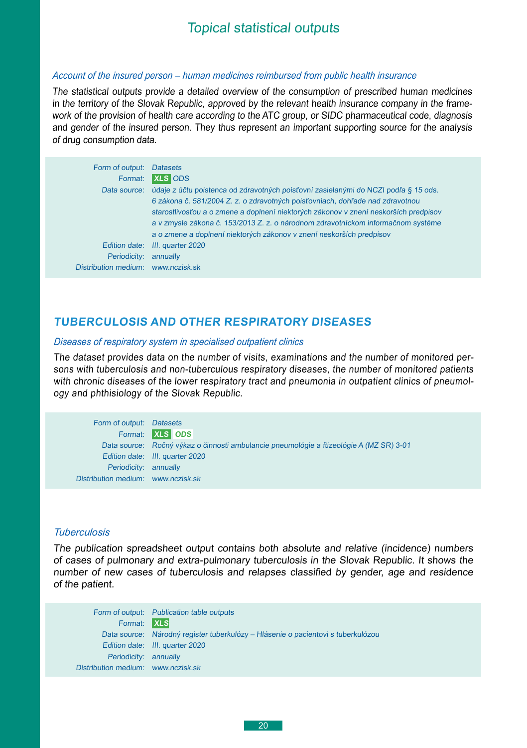*Account of the insured person – human medicines reimbursed from public health insurance*

*The statistical outputs provide a detailed overview of the consumption of prescribed human medicines in the territory of the Slovak Republic, approved by the relevant health insurance company in the framework of the provision of health care according to the ATC group, or SIDC pharmaceutical code, diagnosis and gender of the insured person. They thus represent an important supporting source for the analysis of drug consumption data.*

| | |
|---|---|
| Form of output: | Datasets |
| Format: | XLS ODS |
| Data source: | údaje z účtu poistenca od zdravotných poisťovní zasielanými do NCZI podľa § 15 ods. 6 zákona č. 581/2004 Z. z. o zdravotných poisťovniach, dohľade nad zdravotnou starostlivosťou a o zmene a doplnení niektorých zákonov v znení neskorších predpisov a v zmysle zákona č. 153/2013 Z. z. o národnom zdravotníckom informačnom systéme a o zmene a doplnení niektorých zákonov v znení neskorších predpisov |
| Edition date: | III. quarter 2020 |
| Periodicity: | annually |
| Distribution medium: | www.nczisk.sk |

## TUBERCULOSIS AND OTHER RESPIRATORY DISEASES

*Diseases of respiratory system in specialised outpatient clinics*

*The dataset provides data on the number of visits, examinations and the number of monitored persons with tuberculosis and non-tuberculous respiratory diseases, the number of monitored patients with chronic diseases of the lower respiratory tract and pneumonia in outpatient clinics of pneumology and phthisiology of the Slovak Republic.*

| | |
|---|---|
| Form of output: | Datasets |
| Format: | XLS ODS |
| Data source: | Ročný výkaz o činnosti ambulancie pneumológie a ftizeológie A (MZ SR) 3-01 |
| Edition date: | III. quarter 2020 |
| Periodicity: | annually |
| Distribution medium: | www.nczisk.sk |

*Tuberculosis*

*The publication spreadsheet output contains both absolute and relative (incidence) numbers of cases of pulmonary and extra-pulmonary tuberculosis in the Slovak Republic. It shows the number of new cases of tuberculosis and relapses classified by gender, age and residence of the patient.*

| | |
|---|---|
| Form of output: | Publication table outputs |
| Format: | XLS |
| Data source: | Národný register tuberkulózy – Hlásenie o pacientovi s tuberkulózou |
| Edition date: | III. quarter 2020 |
| Periodicity: | annually |
| Distribution medium: | www.nczisk.sk |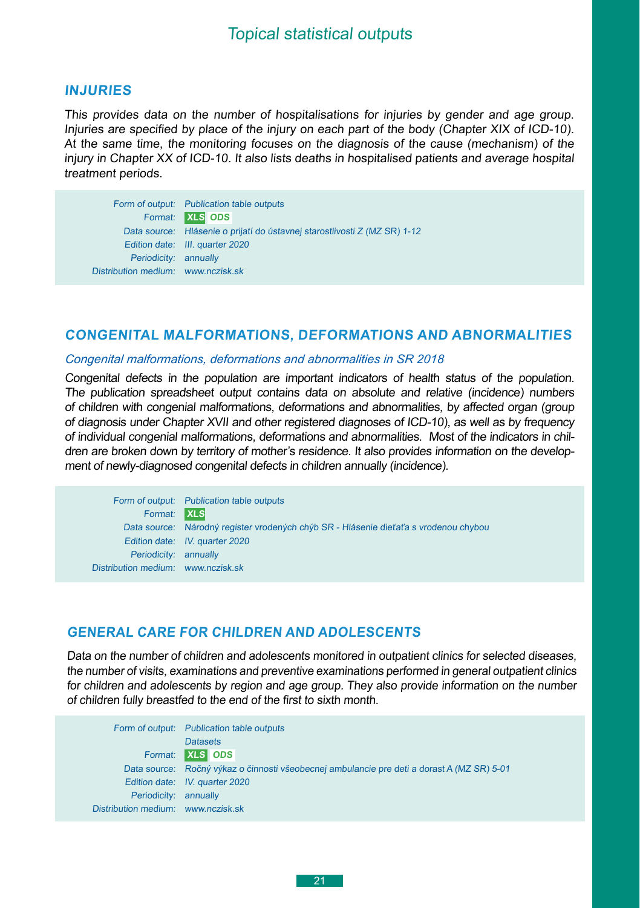# Topical statistical outputs

## INJURIES

*This provides data on the number of hospitalisations for injuries by gender and age group. Injuries are specified by place of the injury on each part of the body (Chapter XIX of ICD-10). At the same time, the monitoring focuses on the diagnosis of the cause (mechanism) of the injury in Chapter XX of ICD-10. It also lists deaths in hospitalised patients and average hospital treatment periods.*

| | |
|---|---|
| Form of output: | Publication table outputs |
| Format: | XLS ODS |
| Data source: | Hlásenie o prijatí do ústavnej starostlivosti Z (MZ SR) 1-12 |
| Edition date: | III. quarter 2020 |
| Periodicity: | annually |
| Distribution medium: | www.nczisk.sk |

## CONGENITAL MALFORMATIONS, DEFORMATIONS AND ABNORMALITIES

### *Congenital malformations, deformations and abnormalities in SR 2018*

*Congenital defects in the population are important indicators of health status of the population. The publication spreadsheet output contains data on absolute and relative (incidence) numbers of children with congenial malformations, deformations and abnormalities, by affected organ (group of diagnosis under Chapter XVII and other registered diagnoses of ICD-10), as well as by frequency of individual congenial malformations, deformations and abnormalities. Most of the indicators in children are broken down by territory of mother's residence. It also provides information on the development of newly-diagnosed congenital defects in children annually (incidence).*

| | |
|---|---|
| Form of output: | Publication table outputs |
| Format: | XLS |
| Data source: | Národný register vrodených chýb SR - Hlásenie dieťaťa s vrodenou chybou |
| Edition date: | IV. quarter 2020 |
| Periodicity: | annually |
| Distribution medium: | www.nczisk.sk |

## GENERAL CARE FOR CHILDREN AND ADOLESCENTS

*Data on the number of children and adolescents monitored in outpatient clinics for selected diseases, the number of visits, examinations and preventive examinations performed in general outpatient clinics for children and adolescents by region and age group. They also provide information on the number of children fully breastfed to the end of the first to sixth month.*

| | |
|---|---|
| Form of output: | Publication table outputs<br>Datasets |
| Format: | XLS ODS |
| Data source: | Ročný výkaz o činnosti všeobecnej ambulancie pre deti a dorast A (MZ SR) 5-01 |
| Edition date: | IV. quarter 2020 |
| Periodicity: | annually |
| Distribution medium: | www.nczisk.sk |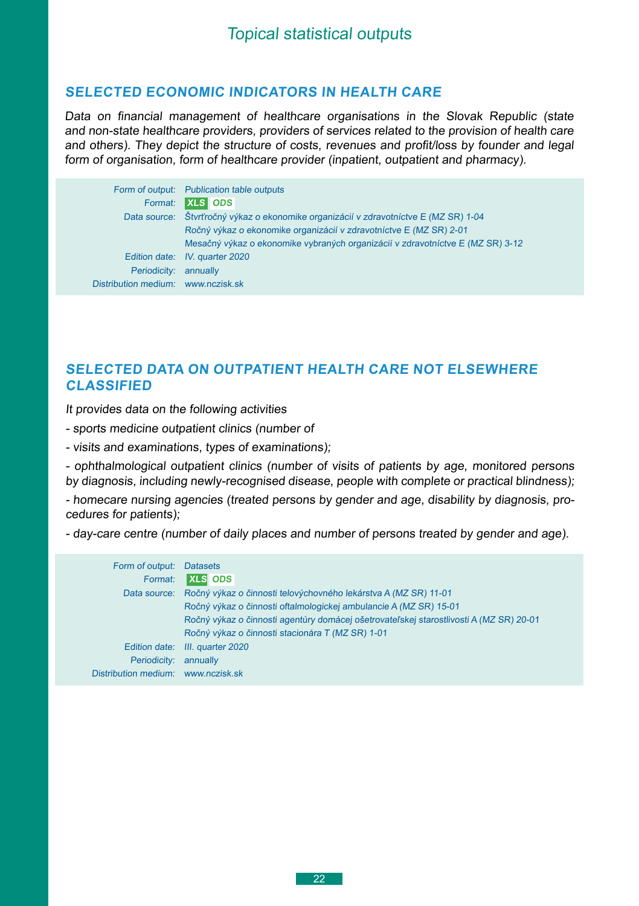## SELECTED ECONOMIC INDICATORS IN HEALTH CARE

*Data on financial management of healthcare organisations in the Slovak Republic (state and non-state healthcare providers, providers of services related to the provision of health care and others). They depict the structure of costs, revenues and profit/loss by founder and legal form of organisation, form of healthcare provider (inpatient, outpatient and pharmacy).*

| | |
|---|---|
| Form of output: | Publication table outputs |
| Format: | XLS ODS |
| Data source: | Štvrťročný výkaz o ekonomike organizácií v zdravotníctve E (MZ SR) 1-04<br>Ročný výkaz o ekonomike organizácií v zdravotníctve E (MZ SR) 2-01<br>Mesačný výkaz o ekonomike vybraných organizácií v zdravotníctve E (MZ SR) 3-12 |
| Edition date: | IV. quarter 2020 |
| Periodicity: | annually |
| Distribution medium: | www.nczisk.sk |

## SELECTED DATA ON OUTPATIENT HEALTH CARE NOT ELSEWHERE CLASSIFIED

*It provides data on the following activities*

*- sports medicine outpatient clinics (number of*

*- visits and examinations, types of examinations);*

*- ophthalmological outpatient clinics (number of visits of patients by age, monitored persons by diagnosis, including newly-recognised disease, people with complete or practical blindness);*

*- homecare nursing agencies (treated persons by gender and age, disability by diagnosis, procedures for patients);*

*- day-care centre (number of daily places and number of persons treated by gender and age).*

| | |
|---|---|
| Form of output: | Datasets |
| Format: | XLS ODS |
| Data source: | Ročný výkaz o činnosti telovýchovného lekárstva A (MZ SR) 11-01<br>Ročný výkaz o činnosti oftalmologickej ambulancie A (MZ SR) 15-01<br>Ročný výkaz o činnosti agentúry domácej ošetrovateľskej starostlivosti A (MZ SR) 20-01<br>Ročný výkaz o činnosti stacionára T (MZ SR) 1-01 |
| Edition date: | III. quarter 2020 |
| Periodicity: | annually |
| Distribution medium: | www.nczisk.sk |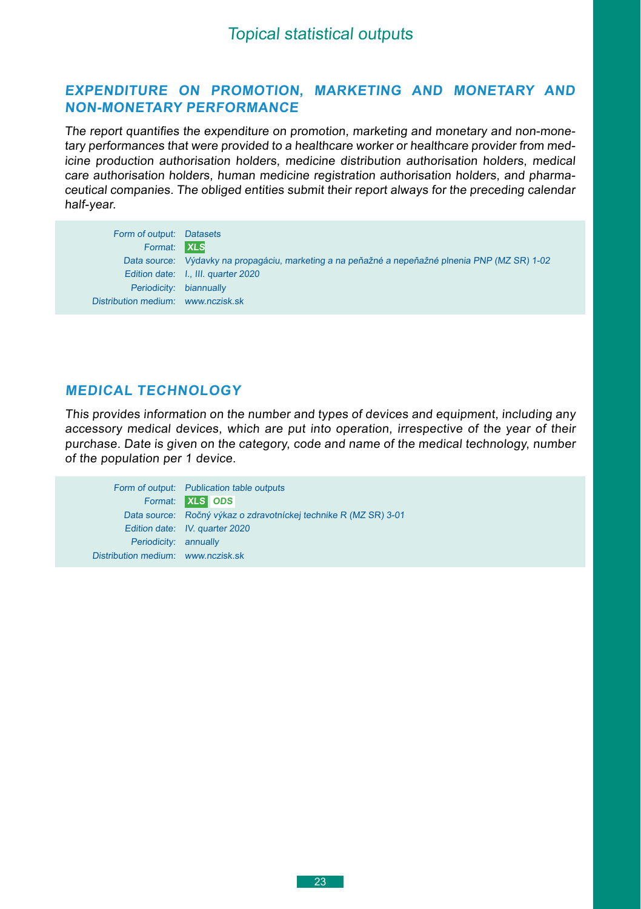## EXPENDITURE ON PROMOTION, MARKETING AND MONETARY AND NON-MONETARY PERFORMANCE

*The report quantifies the expenditure on promotion, marketing and monetary and non-monetary performances that were provided to a healthcare worker or healthcare provider from medicine production authorisation holders, medicine distribution authorisation holders, medical care authorisation holders, human medicine registration authorisation holders, and pharmaceutical companies. The obliged entities submit their report always for the preceding calendar half-year.*

| | |
|---|---|
| Form of output: | Datasets |
| Format: | XLS |
| Data source: | Výdavky na propagáciu, marketing a na peňažné a nepeňažné plnenia PNP (MZ SR) 1-02 |
| Edition date: | I., III. quarter 2020 |
| Periodicity: | biannually |
| Distribution medium: | www.nczisk.sk |

## MEDICAL TECHNOLOGY

*This provides information on the number and types of devices and equipment, including any accessory medical devices, which are put into operation, irrespective of the year of their purchase. Date is given on the category, code and name of the medical technology, number of the population per 1 device.*

| | |
|---|---|
| Form of output: | Publication table outputs |
| Format: | XLS ODS |
| Data source: | Ročný výkaz o zdravotníckej technike R (MZ SR) 3-01 |
| Edition date: | IV. quarter 2020 |
| Periodicity: | annually |
| Distribution medium: | www.nczisk.sk |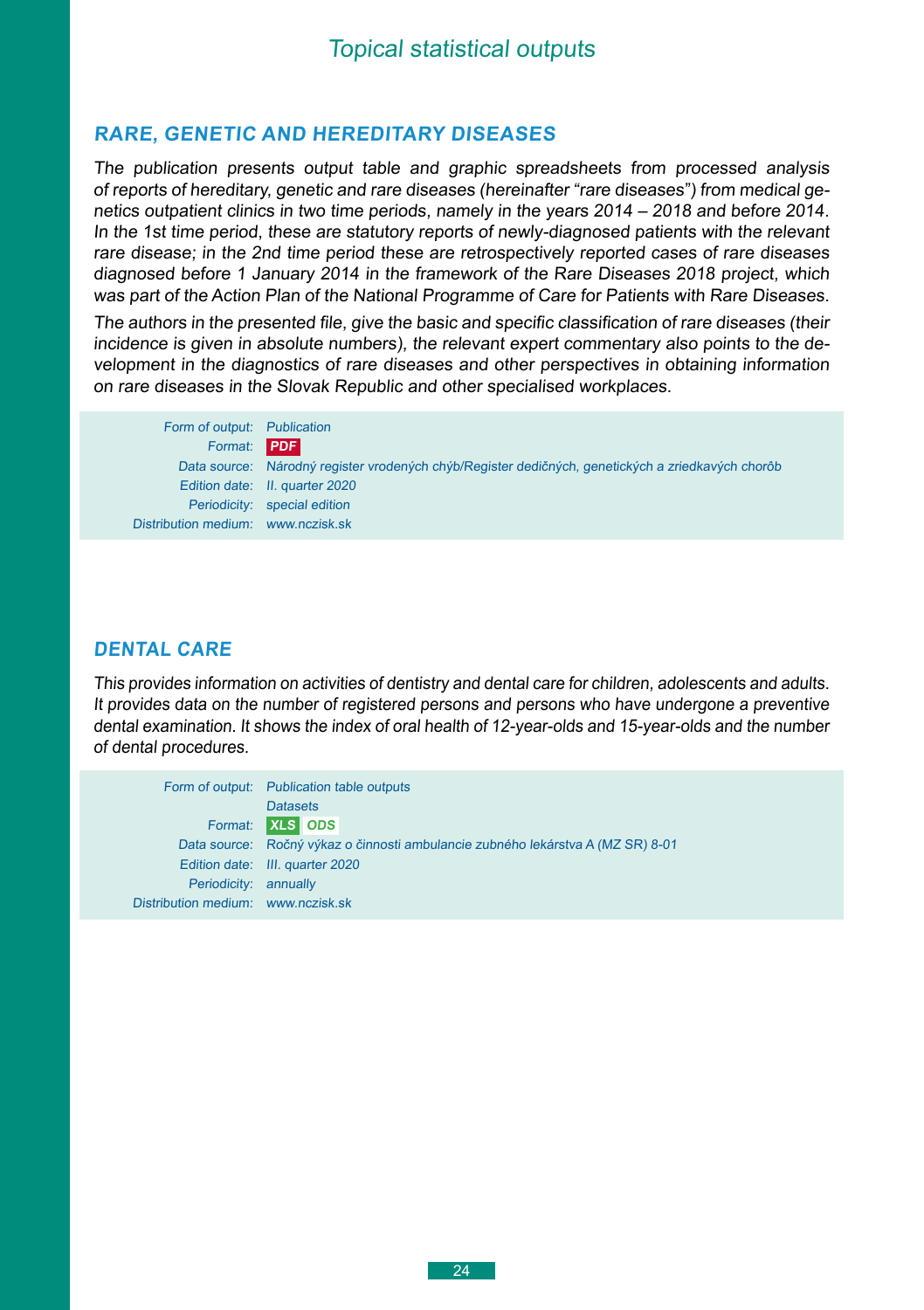## RARE, GENETIC AND HEREDITARY DISEASES

*The publication presents output table and graphic spreadsheets from processed analysis of reports of hereditary, genetic and rare diseases (hereinafter "rare diseases") from medical genetics outpatient clinics in two time periods, namely in the years 2014 – 2018 and before 2014. In the 1st time period, these are statutory reports of newly-diagnosed patients with the relevant rare disease; in the 2nd time period these are retrospectively reported cases of rare diseases diagnosed before 1 January 2014 in the framework of the Rare Diseases 2018 project, which was part of the Action Plan of the National Programme of Care for Patients with Rare Diseases.*

*The authors in the presented file, give the basic and specific classification of rare diseases (their incidence is given in absolute numbers), the relevant expert commentary also points to the development in the diagnostics of rare diseases and other perspectives in obtaining information on rare diseases in the Slovak Republic and other specialised workplaces.*

| | |
|---|---|
| Form of output: | Publication |
| Format: | PDF |
| Data source: | Národný register vrodených chýb/Register dedičných, genetických a zriedkavých chorôb |
| Edition date: | II. quarter 2020 |
| Periodicity: | special edition |
| Distribution medium: | www.nczisk.sk |

## DENTAL CARE

*This provides information on activities of dentistry and dental care for children, adolescents and adults. It provides data on the number of registered persons and persons who have undergone a preventive dental examination. It shows the index of oral health of 12-year-olds and 15-year-olds and the number of dental procedures.*

| | |
|---|---|
| Form of output: | Publication table outputs<br>Datasets |
| Format: | XLS ODS |
| Data source: | Ročný výkaz o činnosti ambulancie zubného lekárstva A (MZ SR) 8-01 |
| Edition date: | III. quarter 2020 |
| Periodicity: | annually |
| Distribution medium: | www.nczisk.sk |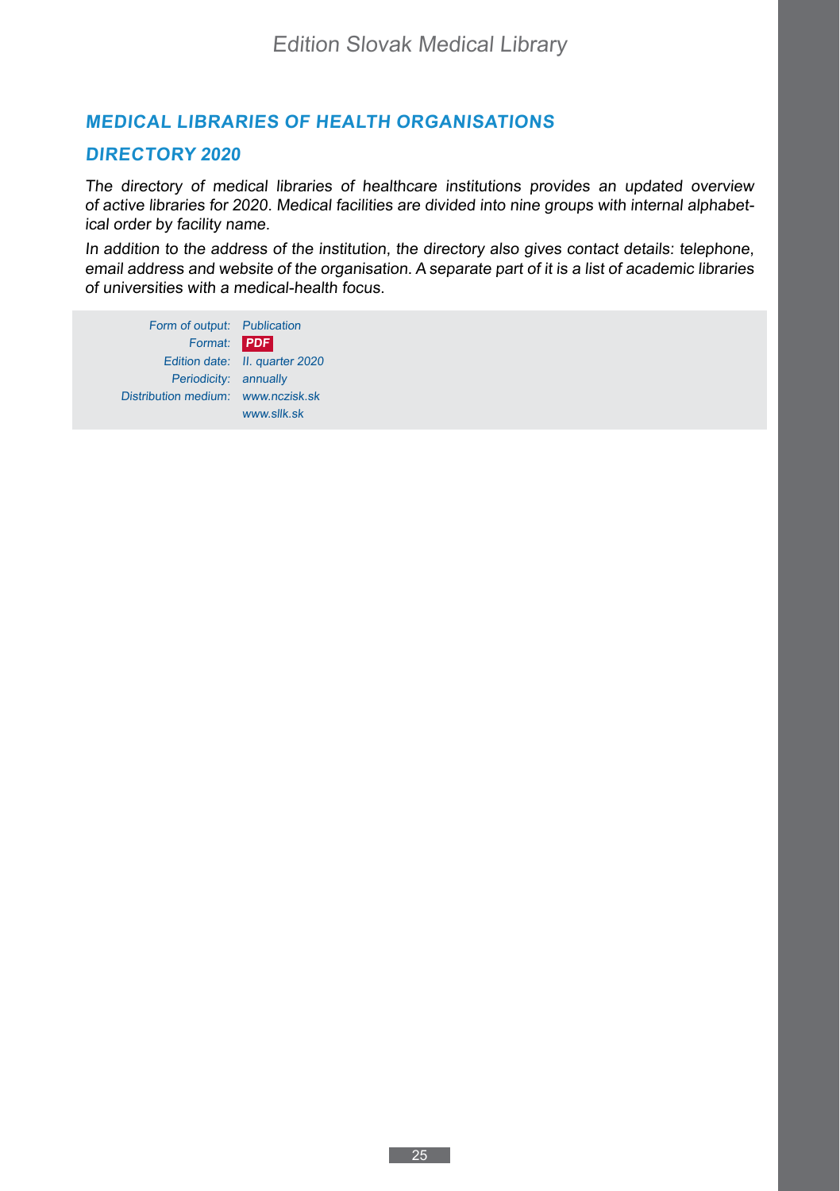## *MEDICAL LIBRARIES OF HEALTH ORGANISATIONS*

## *DIRECTORY 2020*

*The directory of medical libraries of healthcare institutions provides an updated overview of active libraries for 2020. Medical facilities are divided into nine groups with internal alphabetical order by facility name.*

*In addition to the address of the institution, the directory also gives contact details: telephone, email address and website of the organisation. A separate part of it is a list of academic libraries of universities with a medical-health focus.*

| | |
|---|---|
| *Form of output:* | *Publication* |
| *Format:* | ***PDF*** |
| *Edition date:* | *II. quarter 2020* |
| *Periodicity:* | *annually* |
| *Distribution medium:* | *www.nczisk.sk* |
| | *www.sllk.sk* |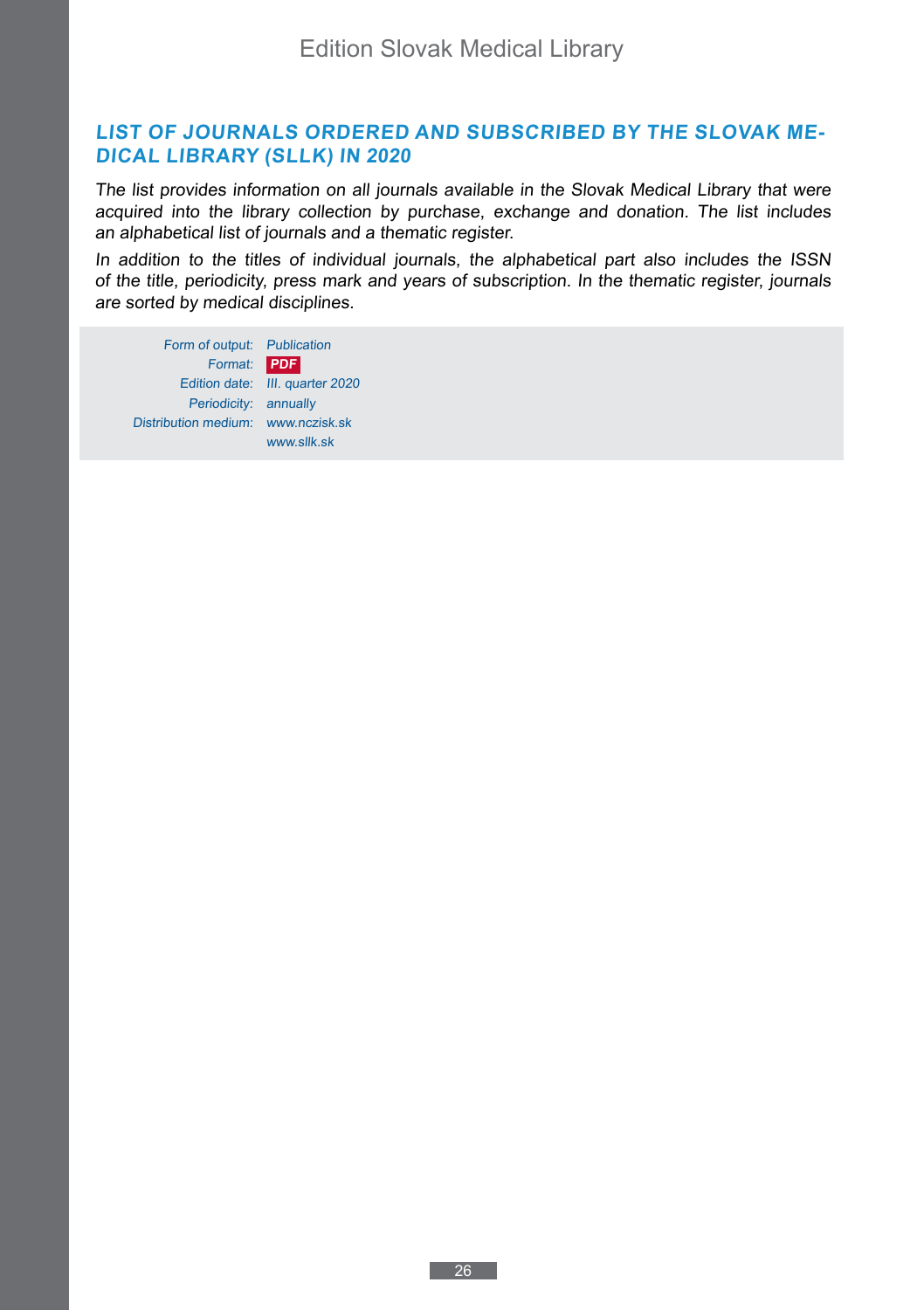## *LIST OF JOURNALS ORDERED AND SUBSCRIBED BY THE SLOVAK MEDICAL LIBRARY (SLLK) IN 2020*

*The list provides information on all journals available in the Slovak Medical Library that were acquired into the library collection by purchase, exchange and donation. The list includes an alphabetical list of journals and a thematic register.*

*In addition to the titles of individual journals, the alphabetical part also includes the ISSN of the title, periodicity, press mark and years of subscription. In the thematic register, journals are sorted by medical disciplines.*

| | |
|---|---|
| *Form of output:* | *Publication* |
| *Format:* | ***PDF*** |
| *Edition date:* | *III. quarter 2020* |
| *Periodicity:* | *annually* |
| *Distribution medium:* | *www.nczisk.sk* |
| | *www.sllk.sk* |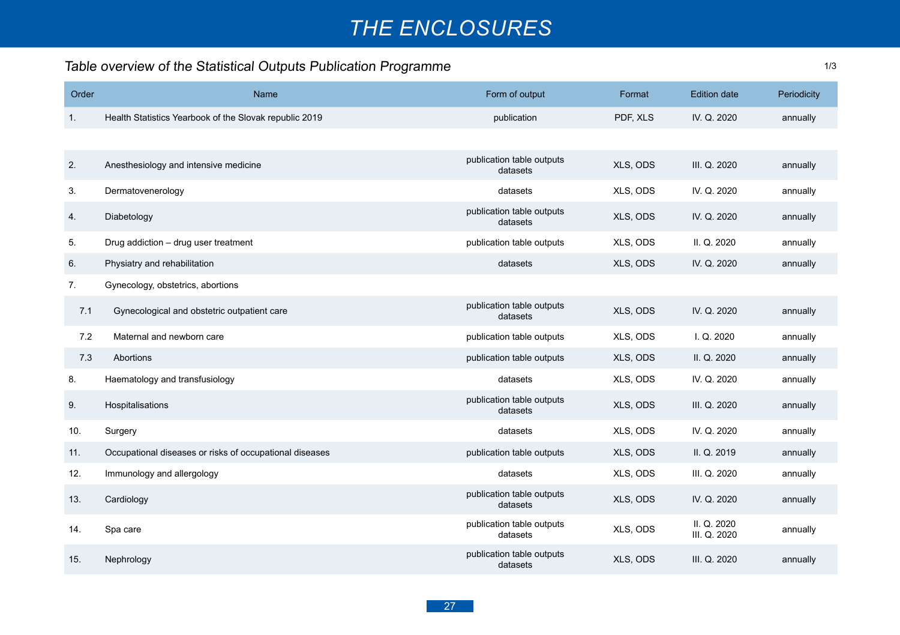# THE ENCLOSURES

## *Table overview of the Statistical Outputs Publication Programme*

1/3

| Order | Name | Form of output | Format | Edition date | Periodicity |
|---|---|---|---|---|---|
| 1. | Health Statistics Yearbook of the Slovak republic 2019 | publication | PDF, XLS | IV. Q. 2020 | annually |
| | | | | | |
| 2. | Anesthesiology and intensive medicine | publication table outputs datasets | XLS, ODS | III. Q. 2020 | annually |
| 3. | Dermatovenerology | datasets | XLS, ODS | IV. Q. 2020 | annually |
| 4. | Diabetology | publication table outputs datasets | XLS, ODS | IV. Q. 2020 | annually |
| 5. | Drug addiction – drug user treatment | publication table outputs | XLS, ODS | II. Q. 2020 | annually |
| 6. | Physiatry and rehabilitation | datasets | XLS, ODS | IV. Q. 2020 | annually |
| 7. | Gynecology, obstetrics, abortions | | | | |
| 7.1 | Gynecological and obstetric outpatient care | publication table outputs datasets | XLS, ODS | IV. Q. 2020 | annually |
| 7.2 | Maternal and newborn care | publication table outputs | XLS, ODS | I. Q. 2020 | annually |
| 7.3 | Abortions | publication table outputs | XLS, ODS | II. Q. 2020 | annually |
| 8. | Haematology and transfusiology | datasets | XLS, ODS | IV. Q. 2020 | annually |
| 9. | Hospitalisations | publication table outputs datasets | XLS, ODS | III. Q. 2020 | annually |
| 10. | Surgery | datasets | XLS, ODS | IV. Q. 2020 | annually |
| 11. | Occupational diseases or risks of occupational diseases | publication table outputs | XLS, ODS | II. Q. 2019 | annually |
| 12. | Immunology and allergology | datasets | XLS, ODS | III. Q. 2020 | annually |
| 13. | Cardiology | publication table outputs datasets | XLS, ODS | IV. Q. 2020 | annually |
| 14. | Spa care | publication table outputs datasets | XLS, ODS | II. Q. 2020 III. Q. 2020 | annually |
| 15. | Nephrology | publication table outputs datasets | XLS, ODS | III. Q. 2020 | annually |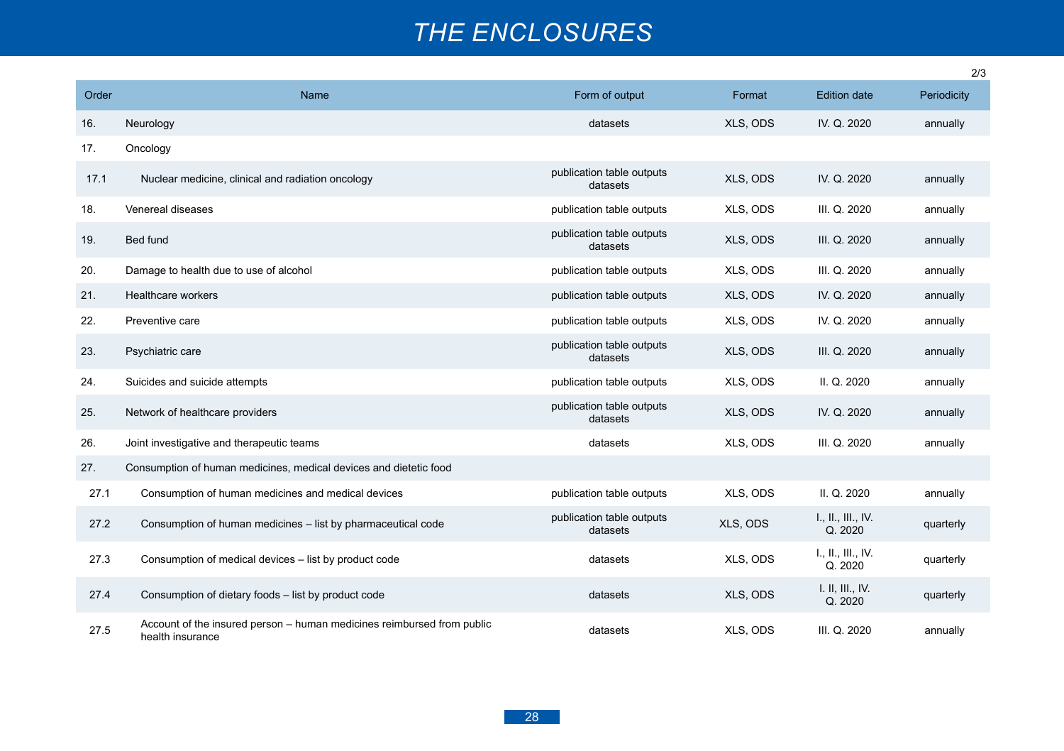# THE ENCLOSURES

2/3

| Order | Name | Form of output | Format | Edition date | Periodicity |
|---|---|---|---|---|---|
| 16. | Neurology | datasets | XLS, ODS | IV. Q. 2020 | annually |
| 17. | Oncology | | | | |
| 17.1 | Nuclear medicine, clinical and radiation oncology | publication table outputs datasets | XLS, ODS | IV. Q. 2020 | annually |
| 18. | Venereal diseases | publication table outputs | XLS, ODS | III. Q. 2020 | annually |
| 19. | Bed fund | publication table outputs datasets | XLS, ODS | III. Q. 2020 | annually |
| 20. | Damage to health due to use of alcohol | publication table outputs | XLS, ODS | III. Q. 2020 | annually |
| 21. | Healthcare workers | publication table outputs | XLS, ODS | IV. Q. 2020 | annually |
| 22. | Preventive care | publication table outputs | XLS, ODS | IV. Q. 2020 | annually |
| 23. | Psychiatric care | publication table outputs datasets | XLS, ODS | III. Q. 2020 | annually |
| 24. | Suicides and suicide attempts | publication table outputs | XLS, ODS | II. Q. 2020 | annually |
| 25. | Network of healthcare providers | publication table outputs datasets | XLS, ODS | IV. Q. 2020 | annually |
| 26. | Joint investigative and therapeutic teams | datasets | XLS, ODS | III. Q. 2020 | annually |
| 27. | Consumption of human medicines, medical devices and dietetic food | | | | |
| 27.1 | Consumption of human medicines and medical devices | publication table outputs | XLS, ODS | II. Q. 2020 | annually |
| 27.2 | Consumption of human medicines – list by pharmaceutical code | publication table outputs datasets | XLS, ODS | I., II., III., IV. Q. 2020 | quarterly |
| 27.3 | Consumption of medical devices – list by product code | datasets | XLS, ODS | I., II., III., IV. Q. 2020 | quarterly |
| 27.4 | Consumption of dietary foods – list by product code | datasets | XLS, ODS | I. II, III., IV. Q. 2020 | quarterly |
| 27.5 | Account of the insured person – human medicines reimbursed from public health insurance | datasets | XLS, ODS | III. Q. 2020 | annually |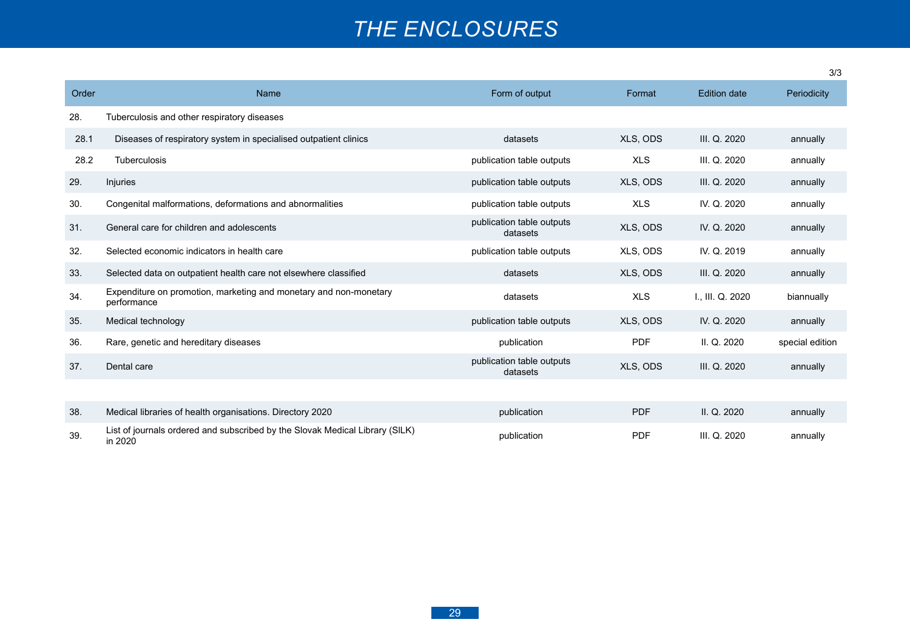# THE ENCLOSURES

3/3

| Order | Name | Form of output | Format | Edition date | Periodicity |
|---|---|---|---|---|---|
| 28. | Tuberculosis and other respiratory diseases | | | | |
| 28.1 | Diseases of respiratory system in specialised outpatient clinics | datasets | XLS, ODS | III. Q. 2020 | annually |
| 28.2 | Tuberculosis | publication table outputs | XLS | III. Q. 2020 | annually |
| 29. | Injuries | publication table outputs | XLS, ODS | III. Q. 2020 | annually |
| 30. | Congenital malformations, deformations and abnormalities | publication table outputs | XLS | IV. Q. 2020 | annually |
| 31. | General care for children and adolescents | publication table outputs datasets | XLS, ODS | IV. Q. 2020 | annually |
| 32. | Selected economic indicators in health care | publication table outputs | XLS, ODS | IV. Q. 2019 | annually |
| 33. | Selected data on outpatient health care not elsewhere classified | datasets | XLS, ODS | III. Q. 2020 | annually |
| 34. | Expenditure on promotion, marketing and monetary and non-monetary performance | datasets | XLS | I., III. Q. 2020 | biannually |
| 35. | Medical technology | publication table outputs | XLS, ODS | IV. Q. 2020 | annually |
| 36. | Rare, genetic and hereditary diseases | publication | PDF | II. Q. 2020 | special edition |
| 37. | Dental care | publication table outputs datasets | XLS, ODS | III. Q. 2020 | annually |
| | | | | | |
| 38. | Medical libraries of health organisations. Directory 2020 | publication | PDF | II. Q. 2020 | annually |
| 39. | List of journals ordered and subscribed by the Slovak Medical Library (SlLK) in 2020 | publication | PDF | III. Q. 2020 | annually |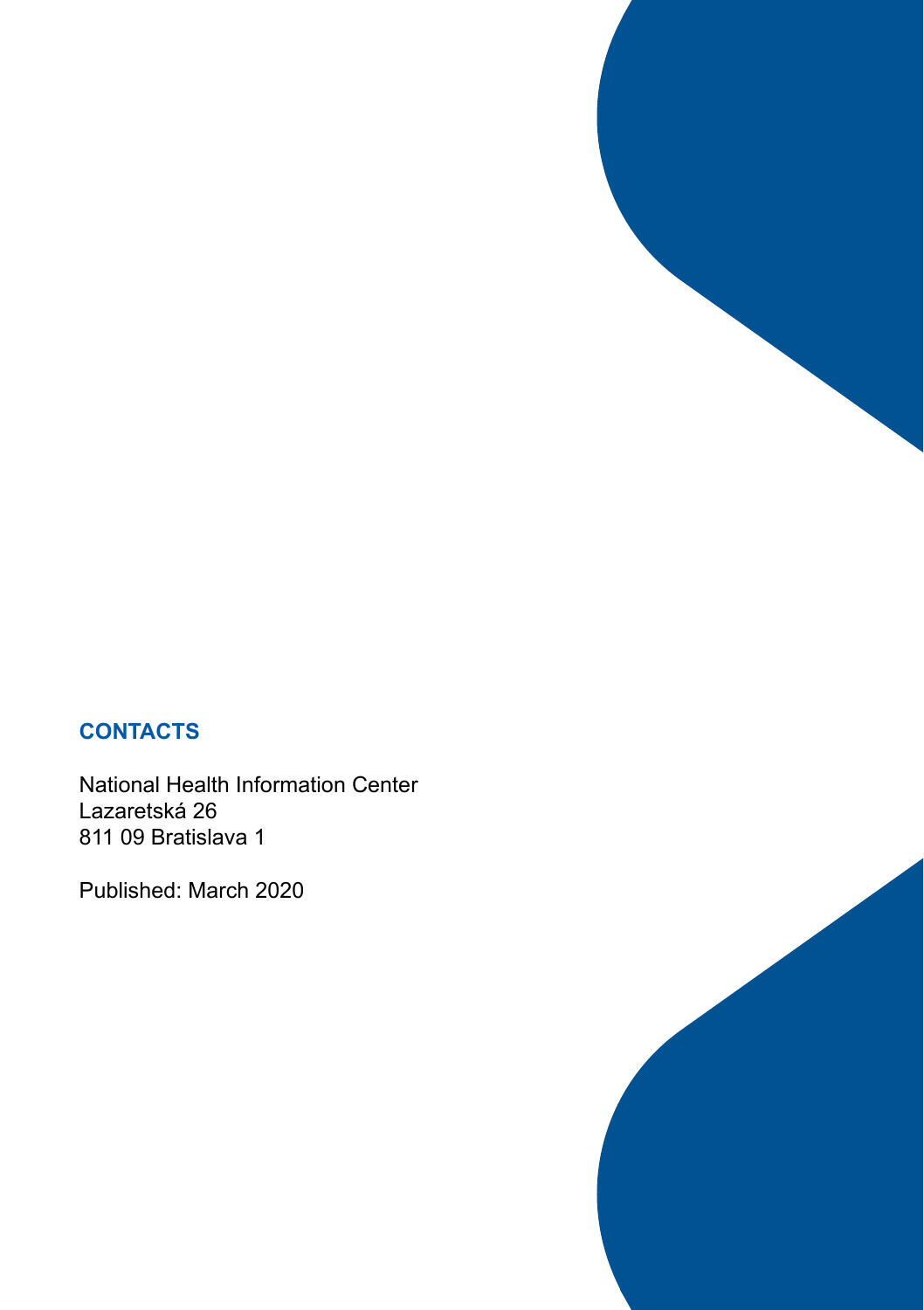## CONTACTS

National Health Information Center
Lazaretská 26
811 09 Bratislava 1

Published: March 2020